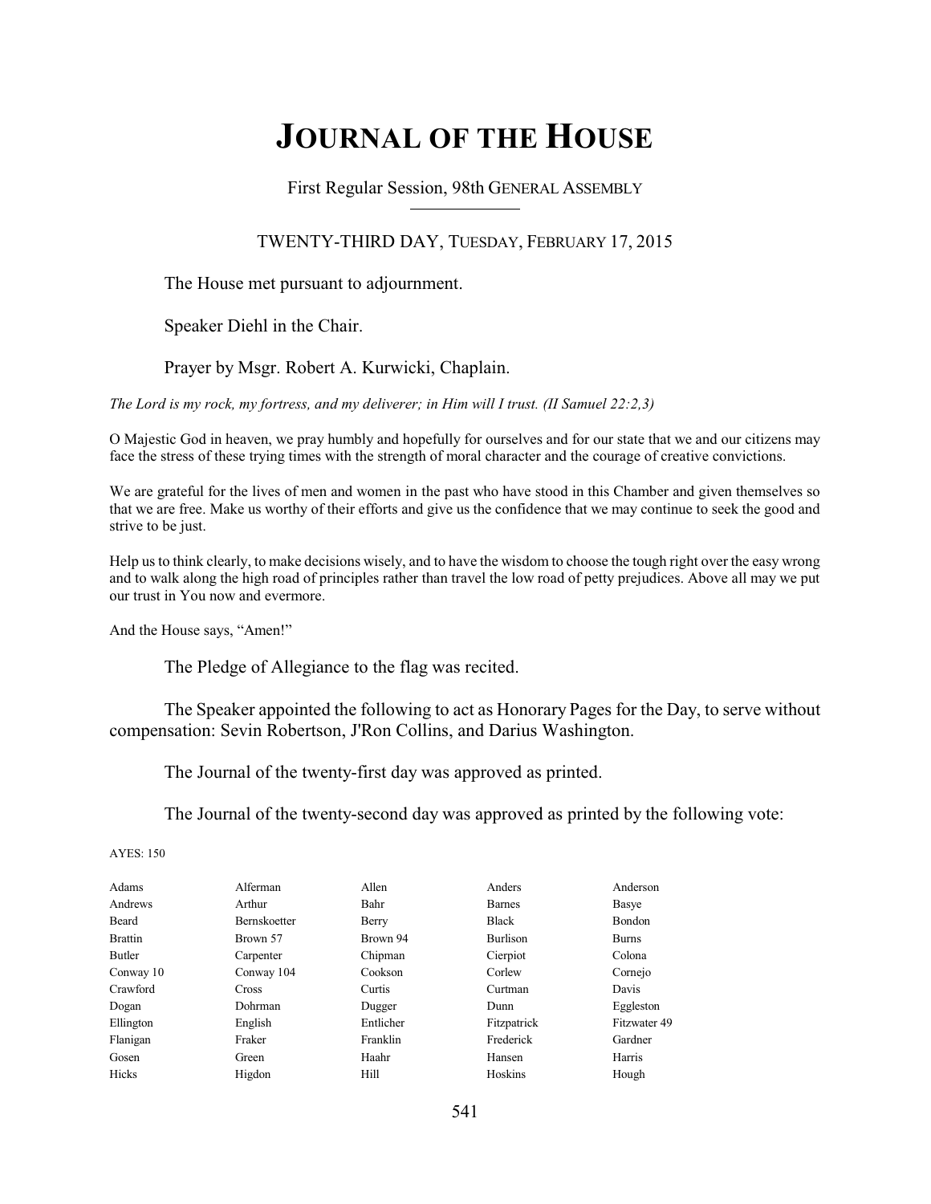# JOURNAL OF THE HOUSE

First Regular Session, 98th GENERAL ASSEMBLY

TWENTY-THIRD DAY, TUESDAY, FEBRUARY 17, 2015

The House met pursuant to adjournment.

Speaker Diehl in the Chair.

Prayer by Msgr. Robert A. Kurwicki, Chaplain.

*The Lord is my rock, my fortress, and my deliverer; in Him will I trust. (II Samuel 22:2,3)*

O Majestic God in heaven, we pray humbly and hopefully for ourselves and for our state that we and our citizens may face the stress of these trying times with the strength of moral character and the courage of creative convictions.

We are grateful for the lives of men and women in the past who have stood in this Chamber and given themselves so that we are free. Make us worthy of their efforts and give us the confidence that we may continue to seek the good and strive to be just.

Help us to think clearly, to make decisions wisely, and to have the wisdom to choose the tough right over the easy wrong and to walk along the high road of principles rather than travel the low road of petty prejudices. Above all may we put our trust in You now and evermore.

And the House says, "Amen!"

The Pledge of Allegiance to the flag was recited.

The Speaker appointed the following to act as Honorary Pages for the Day, to serve without compensation: Sevin Robertson, J'Ron Collins, and Darius Washington.

The Journal of the twenty-first day was approved as printed.

The Journal of the twenty-second day was approved as printed by the following vote:

AYES: 150

| | | | | |
|---|---|---|---|---|
| Adams | Alferman | Allen | Anders | Anderson |
| Andrews | Arthur | Bahr | Barnes | Basye |
| Beard | Bernskoetter | Berry | Black | Bondon |
| Brattin | Brown 57 | Brown 94 | Burlison | Burns |
| Butler | Carpenter | Chipman | Cierpiot | Colona |
| Conway 10 | Conway 104 | Cookson | Corlew | Cornejo |
| Crawford | Cross | Curtis | Curtman | Davis |
| Dogan | Dohrman | Dugger | Dunn | Eggleston |
| Ellington | English | Entlicher | Fitzpatrick | Fitzwater 49 |
| Flanigan | Fraker | Franklin | Frederick | Gardner |
| Gosen | Green | Haahr | Hansen | Harris |
| Hicks | Higdon | Hill | Hoskins | Hough |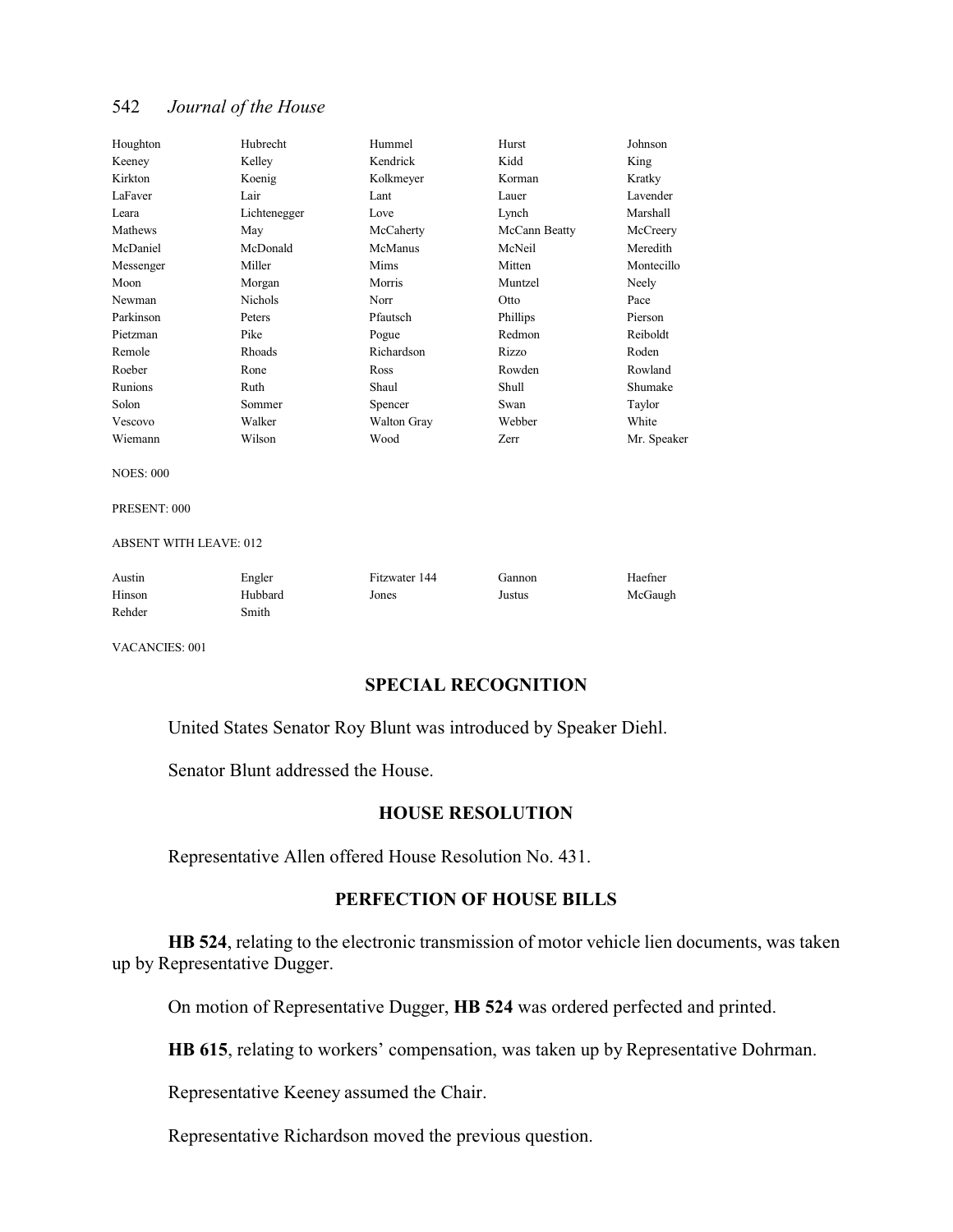| | | | | |
|---|---|---|---|---|
| Houghton | Hubrecht | Hummel | Hurst | Johnson |
| Keeney | Kelley | Kendrick | Kidd | King |
| Kirkton | Koenig | Kolkmeyer | Korman | Kratky |
| LaFaver | Lair | Lant | Lauer | Lavender |
| Leara | Lichtenegger | Love | Lynch | Marshall |
| Mathews | May | McCaherty | McCann Beatty | McCreery |
| McDaniel | McDonald | McManus | McNeil | Meredith |
| Messenger | Miller | Mims | Mitten | Montecillo |
| Moon | Morgan | Morris | Muntzel | Neely |
| Newman | Nichols | Norr | Otto | Pace |
| Parkinson | Peters | Pfautsch | Phillips | Pierson |
| Pietzman | Pike | Pogue | Redmon | Reiboldt |
| Remole | Rhoads | Richardson | Rizzo | Roden |
| Roeber | Rone | Ross | Rowden | Rowland |
| Runions | Ruth | Shaul | Shull | Shumake |
| Solon | Sommer | Spencer | Swan | Taylor |
| Vescovo | Walker | Walton Gray | Webber | White |
| Wiemann | Wilson | Wood | Zerr | Mr. Speaker |

NOES: 000

PRESENT: 000

ABSENT WITH LEAVE: 012

| | | | | |
|---|---|---|---|---|
| Austin | Engler | Fitzwater 144 | Gannon | Haefner |
| Hinson | Hubbard | Jones | Justus | McGaugh |
| Rehder | Smith | | | |

VACANCIES: 001

## SPECIAL RECOGNITION

United States Senator Roy Blunt was introduced by Speaker Diehl.

Senator Blunt addressed the House.

## HOUSE RESOLUTION

Representative Allen offered House Resolution No. 431.

## PERFECTION OF HOUSE BILLS

**HB 524**, relating to the electronic transmission of motor vehicle lien documents, was taken up by Representative Dugger.

On motion of Representative Dugger, **HB 524** was ordered perfected and printed.

**HB 615**, relating to workers' compensation, was taken up by Representative Dohrman.

Representative Keeney assumed the Chair.

Representative Richardson moved the previous question.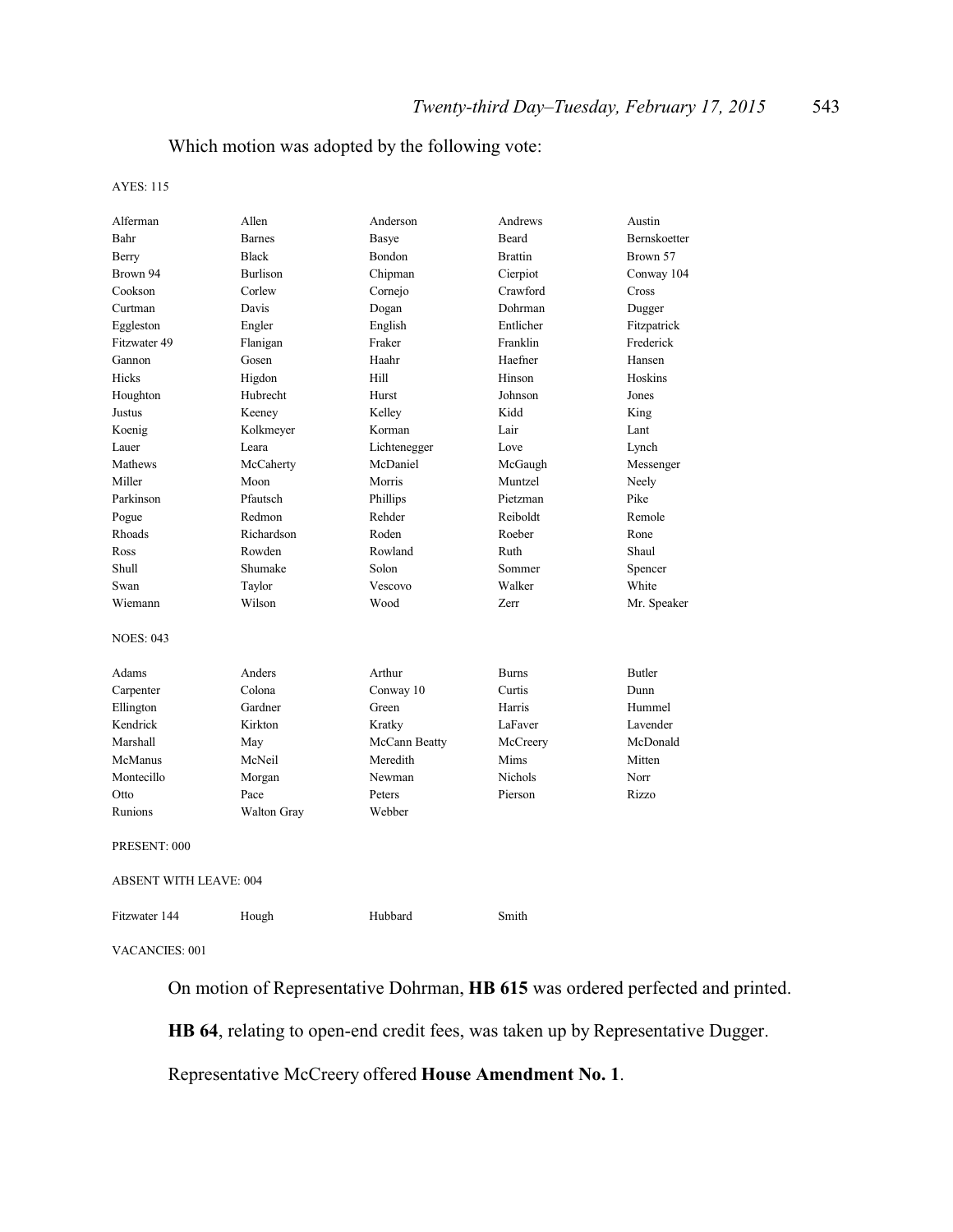Which motion was adopted by the following vote:

AYES: 115

| | | | | |
|---|---|---|---|---|
| Alferman | Allen | Anderson | Andrews | Austin |
| Bahr | Barnes | Basye | Beard | Bernskoetter |
| Berry | Black | Bondon | Brattin | Brown 57 |
| Brown 94 | Burlison | Chipman | Cierpiot | Conway 104 |
| Cookson | Corlew | Cornejo | Crawford | Cross |
| Curtman | Davis | Dogan | Dohrman | Dugger |
| Eggleston | Engler | English | Entlicher | Fitzpatrick |
| Fitzwater 49 | Flanigan | Fraker | Franklin | Frederick |
| Gannon | Gosen | Haahr | Haefner | Hansen |
| Hicks | Higdon | Hill | Hinson | Hoskins |
| Houghton | Hubrecht | Hurst | Johnson | Jones |
| Justus | Keeney | Kelley | Kidd | King |
| Koenig | Kolkmeyer | Korman | Lair | Lant |
| Lauer | Leara | Lichtenegger | Love | Lynch |
| Mathews | McCaherty | McDaniel | McGaugh | Messenger |
| Miller | Moon | Morris | Muntzel | Neely |
| Parkinson | Pfautsch | Phillips | Pietzman | Pike |
| Pogue | Redmon | Rehder | Reiboldt | Remole |
| Rhoads | Richardson | Roden | Roeber | Rone |
| Ross | Rowden | Rowland | Ruth | Shaul |
| Shull | Shumake | Solon | Sommer | Spencer |
| Swan | Taylor | Vescovo | Walker | White |
| Wiemann | Wilson | Wood | Zerr | Mr. Speaker |

NOES: 043

| | | | | |
|---|---|---|---|---|
| Adams | Anders | Arthur | Burns | Butler |
| Carpenter | Colona | Conway 10 | Curtis | Dunn |
| Ellington | Gardner | Green | Harris | Hummel |
| Kendrick | Kirkton | Kratky | LaFaver | Lavender |
| Marshall | May | McCann Beatty | McCreery | McDonald |
| McManus | McNeil | Meredith | Mims | Mitten |
| Montecillo | Morgan | Newman | Nichols | Norr |
| Otto | Pace | Peters | Pierson | Rizzo |
| Runions | Walton Gray | Webber | | |

PRESENT: 000

ABSENT WITH LEAVE: 004

| | | | |
|---|---|---|---|
| Fitzwater 144 | Hough | Hubbard | Smith |

VACANCIES: 001

On motion of Representative Dohrman, **HB 615** was ordered perfected and printed.

**HB 64**, relating to open-end credit fees, was taken up by Representative Dugger.

Representative McCreery offered **House Amendment No. 1**.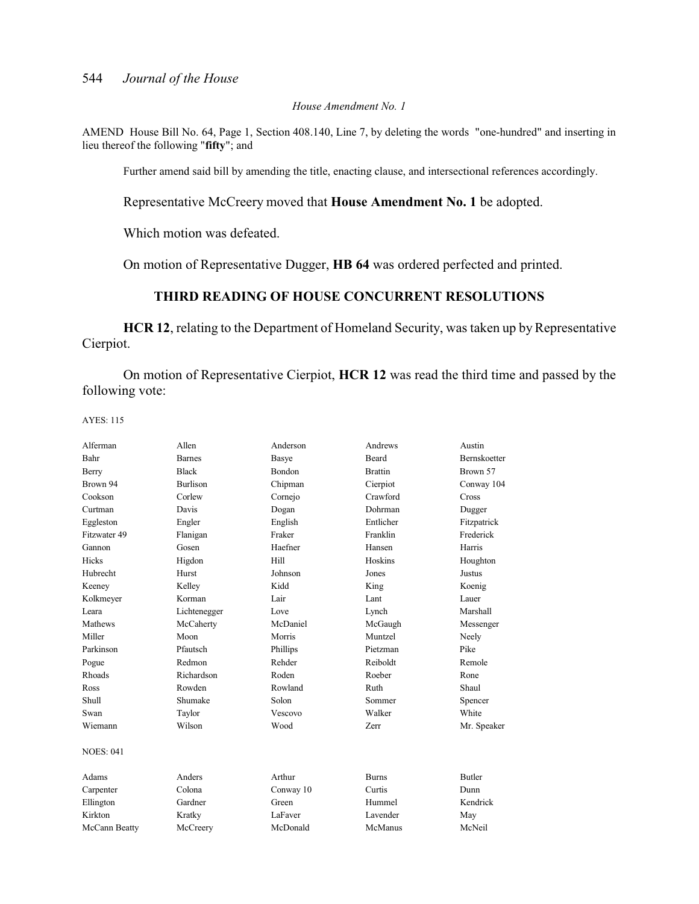*House Amendment No. 1*

AMEND House Bill No. 64, Page 1, Section 408.140, Line 7, by deleting the words "one-hundred" and inserting in lieu thereof the following "**fifty**"; and

Further amend said bill by amending the title, enacting clause, and intersectional references accordingly.

Representative McCreery moved that **House Amendment No. 1** be adopted.

Which motion was defeated.

On motion of Representative Dugger, **HB 64** was ordered perfected and printed.

## THIRD READING OF HOUSE CONCURRENT RESOLUTIONS

**HCR 12**, relating to the Department of Homeland Security, was taken up by Representative Cierpiot.

On motion of Representative Cierpiot, **HCR 12** was read the third time and passed by the following vote:

AYES: 115

| | | | | |
|---|---|---|---|---|
| Alferman | Allen | Anderson | Andrews | Austin |
| Bahr | Barnes | Basye | Beard | Bernskoetter |
| Berry | Black | Bondon | Brattin | Brown 57 |
| Brown 94 | Burlison | Chipman | Cierpiot | Conway 104 |
| Cookson | Corlew | Cornejo | Crawford | Cross |
| Curtman | Davis | Dogan | Dohrman | Dugger |
| Eggleston | Engler | English | Entlicher | Fitzpatrick |
| Fitzwater 49 | Flanigan | Fraker | Franklin | Frederick |
| Gannon | Gosen | Haefner | Hansen | Harris |
| Hicks | Higdon | Hill | Hoskins | Houghton |
| Hubrecht | Hurst | Johnson | Jones | Justus |
| Keeney | Kelley | Kidd | King | Koenig |
| Kolkmeyer | Korman | Lair | Lant | Lauer |
| Leara | Lichtenegger | Love | Lynch | Marshall |
| Mathews | McCaherty | McDaniel | McGaugh | Messenger |
| Miller | Moon | Morris | Muntzel | Neely |
| Parkinson | Pfautsch | Phillips | Pietzman | Pike |
| Pogue | Redmon | Rehder | Reiboldt | Remole |
| Rhoads | Richardson | Roden | Roeber | Rone |
| Ross | Rowden | Rowland | Ruth | Shaul |
| Shull | Shumake | Solon | Sommer | Spencer |
| Swan | Taylor | Vescovo | Walker | White |
| Wiemann | Wilson | Wood | Zerr | Mr. Speaker |

NOES: 041

| | | | | |
|---|---|---|---|---|
| Adams | Anders | Arthur | Burns | Butler |
| Carpenter | Colona | Conway 10 | Curtis | Dunn |
| Ellington | Gardner | Green | Hummel | Kendrick |
| Kirkton | Kratky | LaFaver | Lavender | May |
| McCann Beatty | McCreery | McDonald | McManus | McNeil |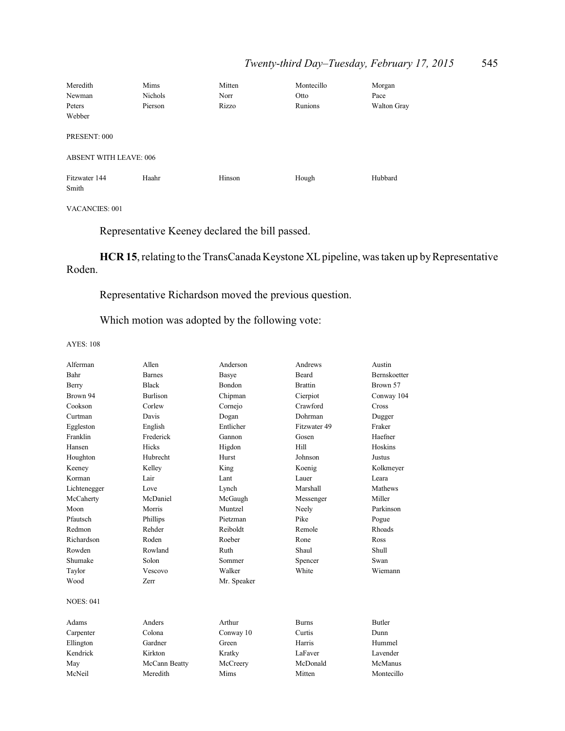| | | | | |
|---|---|---|---|---|
| Meredith | Mims | Mitten | Montecillo | Morgan |
| Newman | Nichols | Norr | Otto | Pace |
| Peters | Pierson | Rizzo | Runions | Walton Gray |
| Webber | | | | |

PRESENT: 000

ABSENT WITH LEAVE: 006

| | | | | |
|---|---|---|---|---|
| Fitzwater 144 | Haahr | Hinson | Hough | Hubbard |
| Smith | | | | |

VACANCIES: 001

Representative Keeney declared the bill passed.

**HCR 15**, relating to the TransCanada Keystone XL pipeline, was taken up by Representative Roden.

Representative Richardson moved the previous question.

Which motion was adopted by the following vote:

AYES: 108

| | | | | |
|---|---|---|---|---|
| Alferman | Allen | Anderson | Andrews | Austin |
| Bahr | Barnes | Basye | Beard | Bernskoetter |
| Berry | Black | Bondon | Brattin | Brown 57 |
| Brown 94 | Burlison | Chipman | Cierpiot | Conway 104 |
| Cookson | Corlew | Cornejo | Crawford | Cross |
| Curtman | Davis | Dogan | Dohrman | Dugger |
| Eggleston | English | Entlicher | Fitzwater 49 | Fraker |
| Franklin | Frederick | Gannon | Gosen | Haefner |
| Hansen | Hicks | Higdon | Hill | Hoskins |
| Houghton | Hubrecht | Hurst | Johnson | Justus |
| Keeney | Kelley | King | Koenig | Kolkmeyer |
| Korman | Lair | Lant | Lauer | Leara |
| Lichtenegger | Love | Lynch | Marshall | Mathews |
| McCaherty | McDaniel | McGaugh | Messenger | Miller |
| Moon | Morris | Muntzel | Neely | Parkinson |
| Pfautsch | Phillips | Pietzman | Pike | Pogue |
| Redmon | Rehder | Reiboldt | Remole | Rhoads |
| Richardson | Roden | Roeber | Rone | Ross |
| Rowden | Rowland | Ruth | Shaul | Shull |
| Shumake | Solon | Sommer | Spencer | Swan |
| Taylor | Vescovo | Walker | White | Wiemann |
| Wood | Zerr | Mr. Speaker | | |

NOES: 041

| | | | | |
|---|---|---|---|---|
| Adams | Anders | Arthur | Burns | Butler |
| Carpenter | Colona | Conway 10 | Curtis | Dunn |
| Ellington | Gardner | Green | Harris | Hummel |
| Kendrick | Kirkton | Kratky | LaFaver | Lavender |
| May | McCann Beatty | McCreery | McDonald | McManus |
| McNeil | Meredith | Mims | Mitten | Montecillo |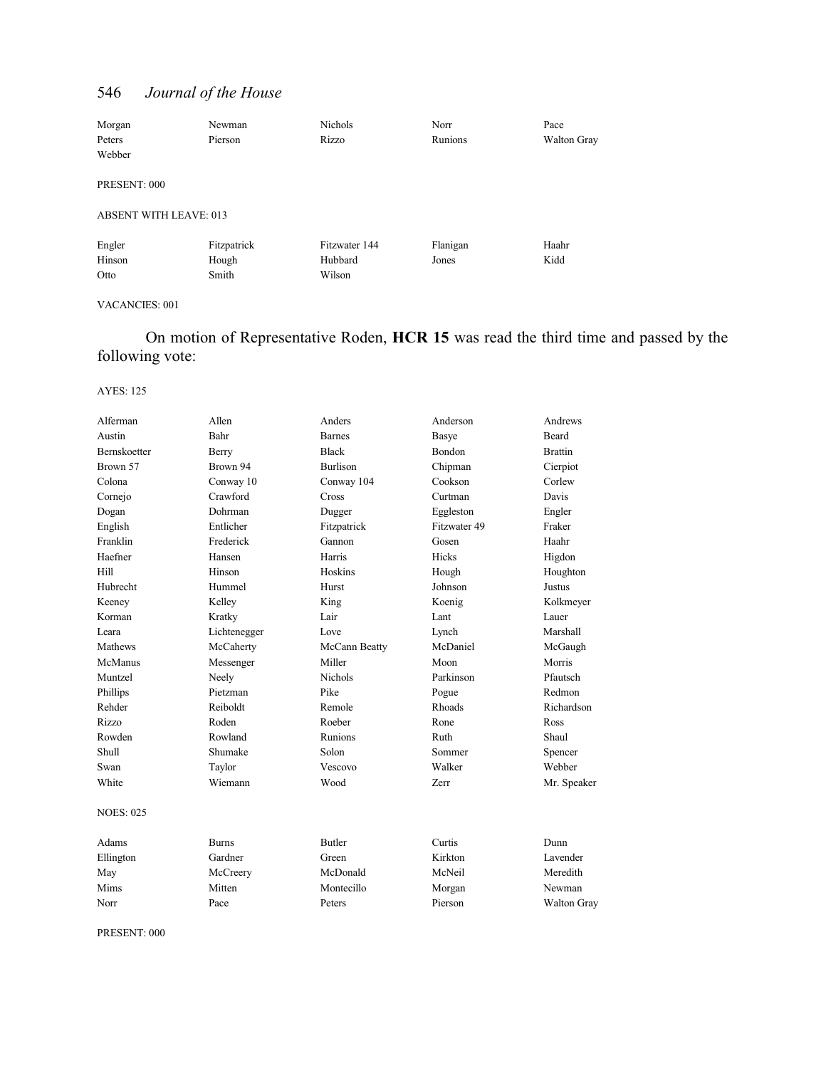| | | | | |
|---|---|---|---|---|
| Morgan | Newman | Nichols | Norr | Pace |
| Peters | Pierson | Rizzo | Runions | Walton Gray |
| Webber | | | | |

PRESENT: 000

ABSENT WITH LEAVE: 013

| | | | | |
|---|---|---|---|---|
| Engler | Fitzpatrick | Fitzwater 144 | Flanigan | Haahr |
| Hinson | Hough | Hubbard | Jones | Kidd |
| Otto | Smith | Wilson | | |

VACANCIES: 001

On motion of Representative Roden, **HCR 15** was read the third time and passed by the following vote:

AYES: 125

| | | | | |
|---|---|---|---|---|
| Alferman | Allen | Anders | Anderson | Andrews |
| Austin | Bahr | Barnes | Basye | Beard |
| Bernskoetter | Berry | Black | Bondon | Brattin |
| Brown 57 | Brown 94 | Burlison | Chipman | Cierpiot |
| Colona | Conway 10 | Conway 104 | Cookson | Corlew |
| Cornejo | Crawford | Cross | Curtman | Davis |
| Dogan | Dohrman | Dugger | Eggleston | Engler |
| English | Entlicher | Fitzpatrick | Fitzwater 49 | Fraker |
| Franklin | Frederick | Gannon | Gosen | Haahr |
| Haefner | Hansen | Harris | Hicks | Higdon |
| Hill | Hinson | Hoskins | Hough | Houghton |
| Hubrecht | Hummel | Hurst | Johnson | Justus |
| Keeney | Kelley | King | Koenig | Kolkmeyer |
| Korman | Kratky | Lair | Lant | Lauer |
| Leara | Lichtenegger | Love | Lynch | Marshall |
| Mathews | McCaherty | McCann Beatty | McDaniel | McGaugh |
| McManus | Messenger | Miller | Moon | Morris |
| Muntzel | Neely | Nichols | Parkinson | Pfautsch |
| Phillips | Pietzman | Pike | Pogue | Redmon |
| Rehder | Reiboldt | Remole | Rhoads | Richardson |
| Rizzo | Roden | Roeber | Rone | Ross |
| Rowden | Rowland | Runions | Ruth | Shaul |
| Shull | Shumake | Solon | Sommer | Spencer |
| Swan | Taylor | Vescovo | Walker | Webber |
| White | Wiemann | Wood | Zerr | Mr. Speaker |

NOES: 025

| | | | | |
|---|---|---|---|---|
| Adams | Burns | Butler | Curtis | Dunn |
| Ellington | Gardner | Green | Kirkton | Lavender |
| May | McCreery | McDonald | McNeil | Meredith |
| Mims | Mitten | Montecillo | Morgan | Newman |
| Norr | Pace | Peters | Pierson | Walton Gray |

PRESENT: 000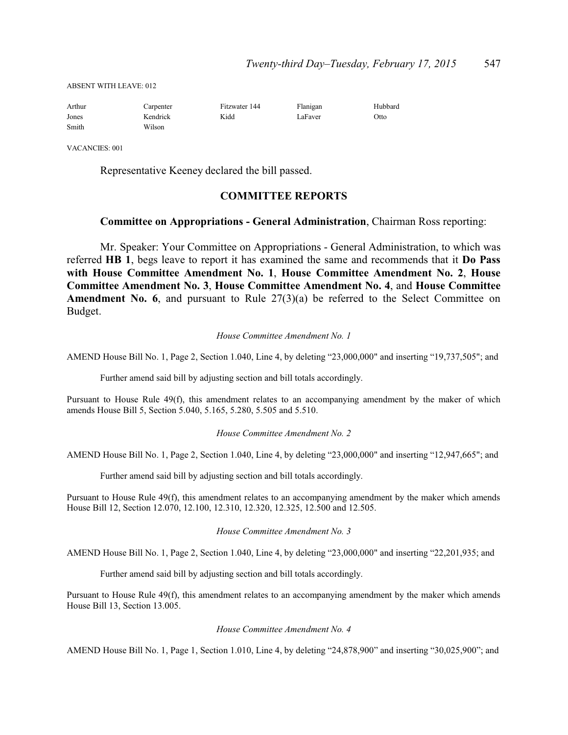ABSENT WITH LEAVE: 012

| | | | | |
|---|---|---|---|---|
| Arthur | Carpenter | Fitzwater 144 | Flanigan | Hubbard |
| Jones | Kendrick | Kidd | LaFaver | Otto |
| Smith | Wilson | | | |

VACANCIES: 001

Representative Keeney declared the bill passed.

## COMMITTEE REPORTS

**Committee on Appropriations - General Administration**, Chairman Ross reporting:

Mr. Speaker: Your Committee on Appropriations - General Administration, to which was referred **HB 1**, begs leave to report it has examined the same and recommends that it **Do Pass with House Committee Amendment No. 1**, **House Committee Amendment No. 2**, **House Committee Amendment No. 3**, **House Committee Amendment No. 4**, and **House Committee Amendment No. 6**, and pursuant to Rule 27(3)(a) be referred to the Select Committee on Budget.

*House Committee Amendment No. 1*

AMEND House Bill No. 1, Page 2, Section 1.040, Line 4, by deleting "23,000,000" and inserting "19,737,505"; and

Further amend said bill by adjusting section and bill totals accordingly.

Pursuant to House Rule 49(f), this amendment relates to an accompanying amendment by the maker of which amends House Bill 5, Section 5.040, 5.165, 5.280, 5.505 and 5.510.

*House Committee Amendment No. 2*

AMEND House Bill No. 1, Page 2, Section 1.040, Line 4, by deleting "23,000,000" and inserting "12,947,665"; and

Further amend said bill by adjusting section and bill totals accordingly.

Pursuant to House Rule 49(f), this amendment relates to an accompanying amendment by the maker which amends House Bill 12, Section 12.070, 12.100, 12.310, 12.320, 12.325, 12.500 and 12.505.

*House Committee Amendment No. 3*

AMEND House Bill No. 1, Page 2, Section 1.040, Line 4, by deleting "23,000,000" and inserting "22,201,935; and

Further amend said bill by adjusting section and bill totals accordingly.

Pursuant to House Rule 49(f), this amendment relates to an accompanying amendment by the maker which amends House Bill 13, Section 13.005.

*House Committee Amendment No. 4*

AMEND House Bill No. 1, Page 1, Section 1.010, Line 4, by deleting "24,878,900" and inserting "30,025,900"; and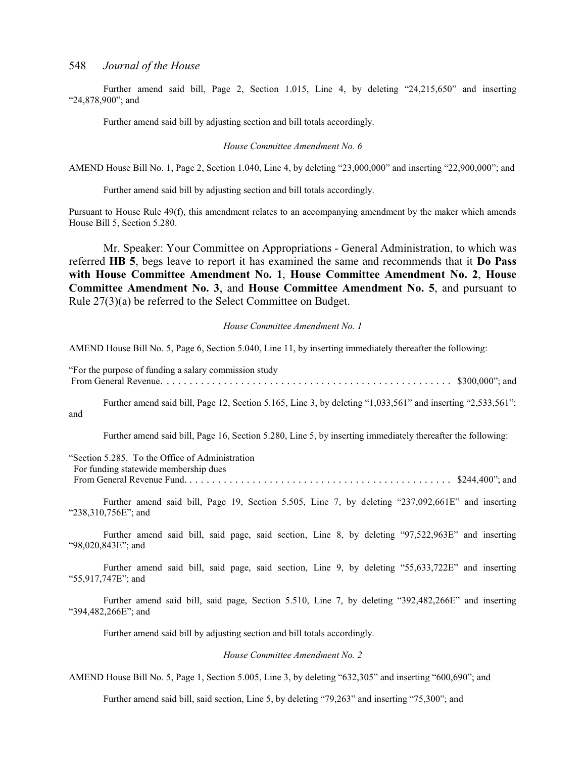Further amend said bill, Page 2, Section 1.015, Line 4, by deleting "24,215,650" and inserting "24,878,900"; and

Further amend said bill by adjusting section and bill totals accordingly.

*House Committee Amendment No. 6*

AMEND House Bill No. 1, Page 2, Section 1.040, Line 4, by deleting "23,000,000" and inserting "22,900,000"; and

Further amend said bill by adjusting section and bill totals accordingly.

Pursuant to House Rule 49(f), this amendment relates to an accompanying amendment by the maker which amends House Bill 5, Section 5.280.

Mr. Speaker: Your Committee on Appropriations - General Administration, to which was referred **HB 5**, begs leave to report it has examined the same and recommends that it **Do Pass with House Committee Amendment No. 1**, **House Committee Amendment No. 2**, **House Committee Amendment No. 3**, and **House Committee Amendment No. 5**, and pursuant to Rule 27(3)(a) be referred to the Select Committee on Budget.

*House Committee Amendment No. 1*

AMEND House Bill No. 5, Page 6, Section 5.040, Line 11, by inserting immediately thereafter the following:

"For the purpose of funding a salary commission study
From General Revenue. . . . . . . . . . . . . . . . . . . . . . . . . . . . . . . . . . . . . . . . . . . . . . . . . . $300,000"; and

Further amend said bill, Page 12, Section 5.165, Line 3, by deleting "1,033,561" and inserting "2,533,561"; and

Further amend said bill, Page 16, Section 5.280, Line 5, by inserting immediately thereafter the following:

"Section 5.285. To the Office of Administration
For funding statewide membership dues
From General Revenue Fund. . . . . . . . . . . . . . . . . . . . . . . . . . . . . . . . . . . . . . . . . . . . . . . $244,400"; and

Further amend said bill, Page 19, Section 5.505, Line 7, by deleting "237,092,661E" and inserting "238,310,756E"; and

Further amend said bill, said page, said section, Line 8, by deleting "97,522,963E" and inserting "98,020,843E"; and

Further amend said bill, said page, said section, Line 9, by deleting "55,633,722E" and inserting "55,917,747E"; and

Further amend said bill, said page, Section 5.510, Line 7, by deleting "392,482,266E" and inserting "394,482,266E"; and

Further amend said bill by adjusting section and bill totals accordingly.

*House Committee Amendment No. 2*

AMEND House Bill No. 5, Page 1, Section 5.005, Line 3, by deleting "632,305" and inserting "600,690"; and

Further amend said bill, said section, Line 5, by deleting "79,263" and inserting "75,300"; and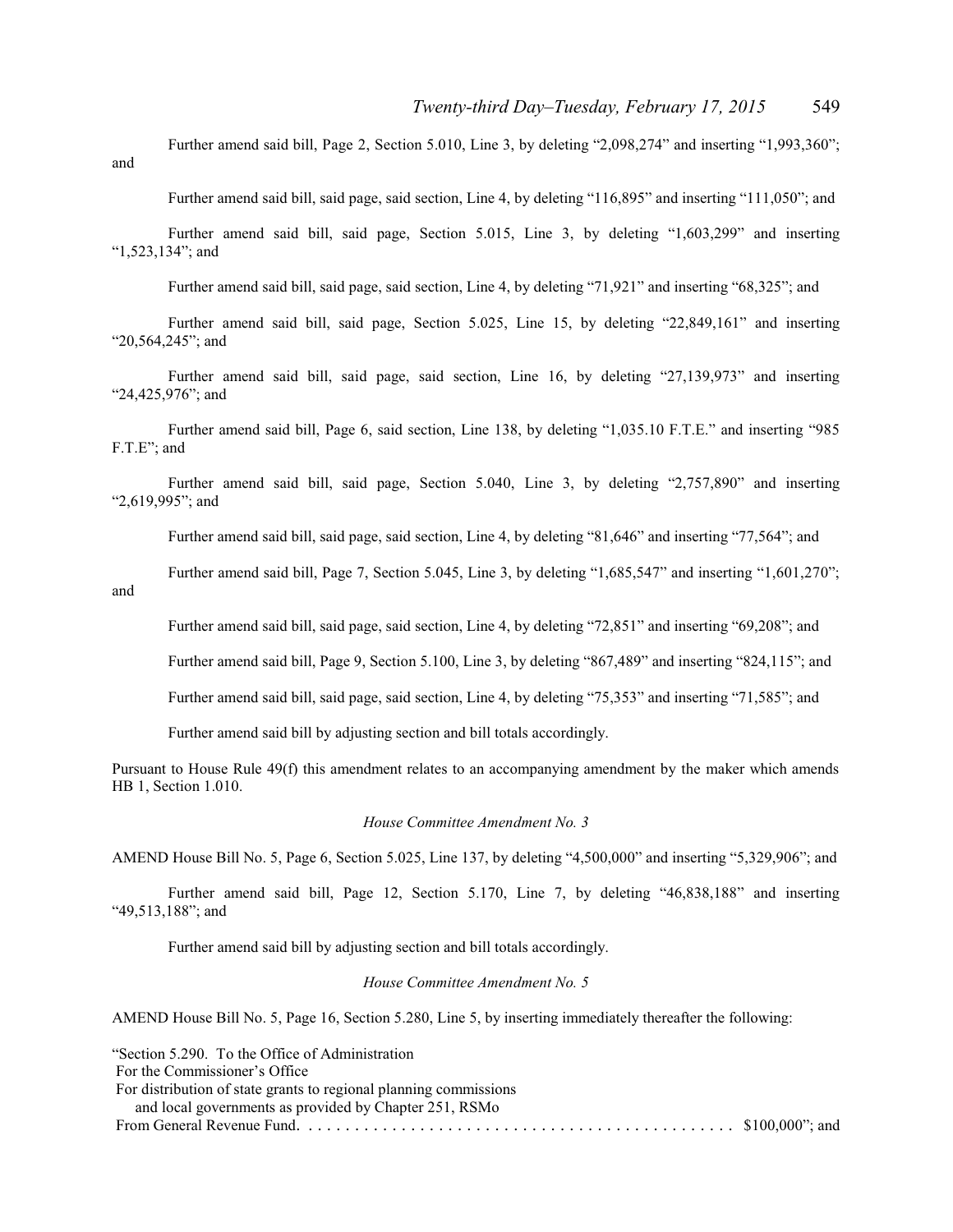Further amend said bill, Page 2, Section 5.010, Line 3, by deleting "2,098,274" and inserting "1,993,360"; and

Further amend said bill, said page, said section, Line 4, by deleting "116,895" and inserting "111,050"; and

Further amend said bill, said page, Section 5.015, Line 3, by deleting "1,603,299" and inserting "1,523,134"; and

Further amend said bill, said page, said section, Line 4, by deleting "71,921" and inserting "68,325"; and

Further amend said bill, said page, Section 5.025, Line 15, by deleting "22,849,161" and inserting "20,564,245"; and

Further amend said bill, said page, said section, Line 16, by deleting "27,139,973" and inserting "24,425,976"; and

Further amend said bill, Page 6, said section, Line 138, by deleting "1,035.10 F.T.E." and inserting "985 F.T.E"; and

Further amend said bill, said page, Section 5.040, Line 3, by deleting "2,757,890" and inserting "2,619,995"; and

Further amend said bill, said page, said section, Line 4, by deleting "81,646" and inserting "77,564"; and

Further amend said bill, Page 7, Section 5.045, Line 3, by deleting "1,685,547" and inserting "1,601,270"; and

Further amend said bill, said page, said section, Line 4, by deleting "72,851" and inserting "69,208"; and

Further amend said bill, Page 9, Section 5.100, Line 3, by deleting "867,489" and inserting "824,115"; and

Further amend said bill, said page, said section, Line 4, by deleting "75,353" and inserting "71,585"; and

Further amend said bill by adjusting section and bill totals accordingly.

Pursuant to House Rule 49(f) this amendment relates to an accompanying amendment by the maker which amends HB 1, Section 1.010.

*House Committee Amendment No. 3*

AMEND House Bill No. 5, Page 6, Section 5.025, Line 137, by deleting "4,500,000" and inserting "5,329,906"; and

Further amend said bill, Page 12, Section 5.170, Line 7, by deleting "46,838,188" and inserting "49,513,188"; and

Further amend said bill by adjusting section and bill totals accordingly.

*House Committee Amendment No. 5*

AMEND House Bill No. 5, Page 16, Section 5.280, Line 5, by inserting immediately thereafter the following:

"Section 5.290. To the Office of Administration
For the Commissioner's Office
For distribution of state grants to regional planning commissions
and local governments as provided by Chapter 251, RSMo
From General Revenue Fund. . . . . . . . . . . . . . . . . . . . . . . . . . . . . . . . . . . . . . . . . . . . $100,000"; and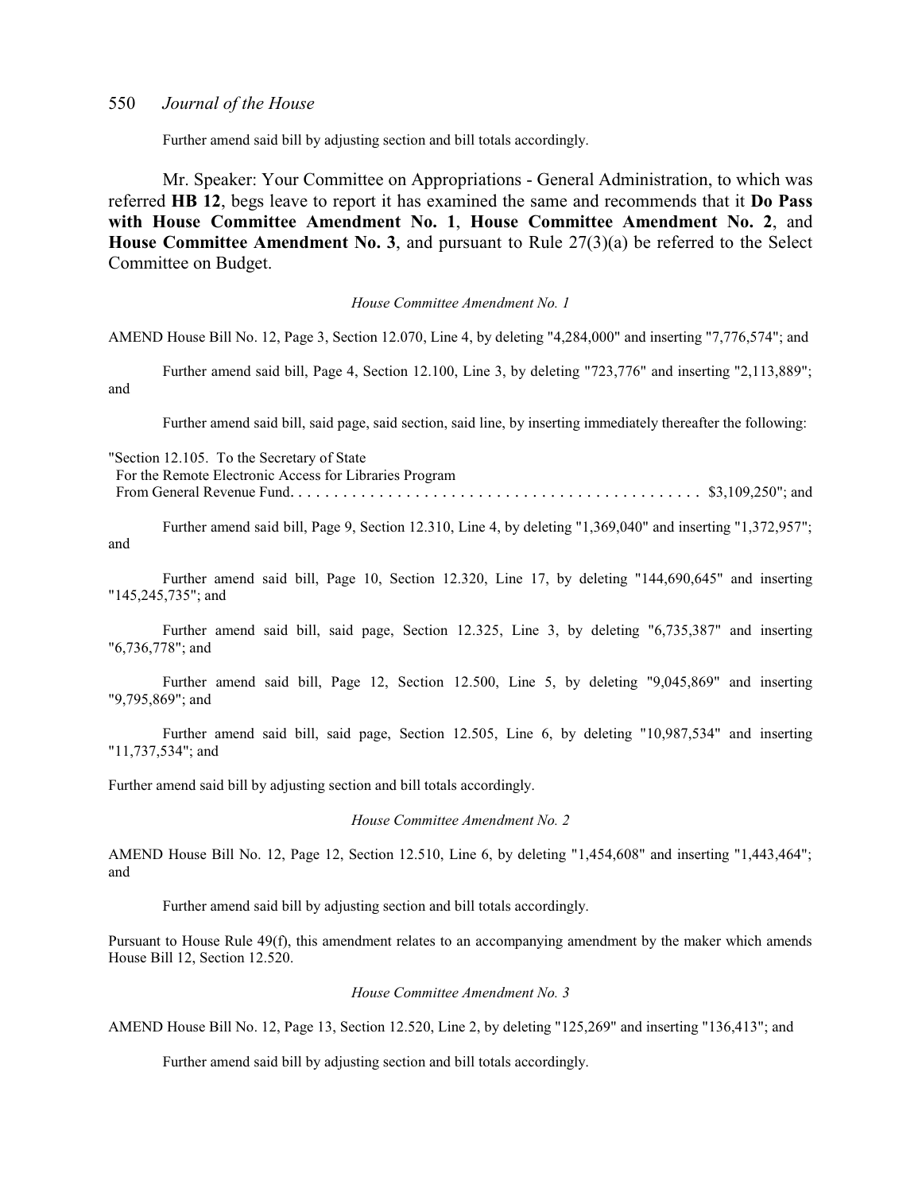Further amend said bill by adjusting section and bill totals accordingly.

Mr. Speaker: Your Committee on Appropriations - General Administration, to which was referred **HB 12**, begs leave to report it has examined the same and recommends that it **Do Pass with House Committee Amendment No. 1**, **House Committee Amendment No. 2**, and **House Committee Amendment No. 3**, and pursuant to Rule 27(3)(a) be referred to the Select Committee on Budget.

*House Committee Amendment No. 1*

AMEND House Bill No. 12, Page 3, Section 12.070, Line 4, by deleting "4,284,000" and inserting "7,776,574"; and

Further amend said bill, Page 4, Section 12.100, Line 3, by deleting "723,776" and inserting "2,113,889"; and

Further amend said bill, said page, said section, said line, by inserting immediately thereafter the following:

"Section 12.105. To the Secretary of State
For the Remote Electronic Access for Libraries Program
From General Revenue Fund. . . . . . . . . . . . . . . . . . . . . . . . . . . . . . . . . . . . . . . . . . . . . $3,109,250"; and

Further amend said bill, Page 9, Section 12.310, Line 4, by deleting "1,369,040" and inserting "1,372,957"; and

Further amend said bill, Page 10, Section 12.320, Line 17, by deleting "144,690,645" and inserting "145,245,735"; and

Further amend said bill, said page, Section 12.325, Line 3, by deleting "6,735,387" and inserting "6,736,778"; and

Further amend said bill, Page 12, Section 12.500, Line 5, by deleting "9,045,869" and inserting "9,795,869"; and

Further amend said bill, said page, Section 12.505, Line 6, by deleting "10,987,534" and inserting "11,737,534"; and

Further amend said bill by adjusting section and bill totals accordingly.

*House Committee Amendment No. 2*

AMEND House Bill No. 12, Page 12, Section 12.510, Line 6, by deleting "1,454,608" and inserting "1,443,464"; and

Further amend said bill by adjusting section and bill totals accordingly.

Pursuant to House Rule 49(f), this amendment relates to an accompanying amendment by the maker which amends House Bill 12, Section 12.520.

*House Committee Amendment No. 3*

AMEND House Bill No. 12, Page 13, Section 12.520, Line 2, by deleting "125,269" and inserting "136,413"; and

Further amend said bill by adjusting section and bill totals accordingly.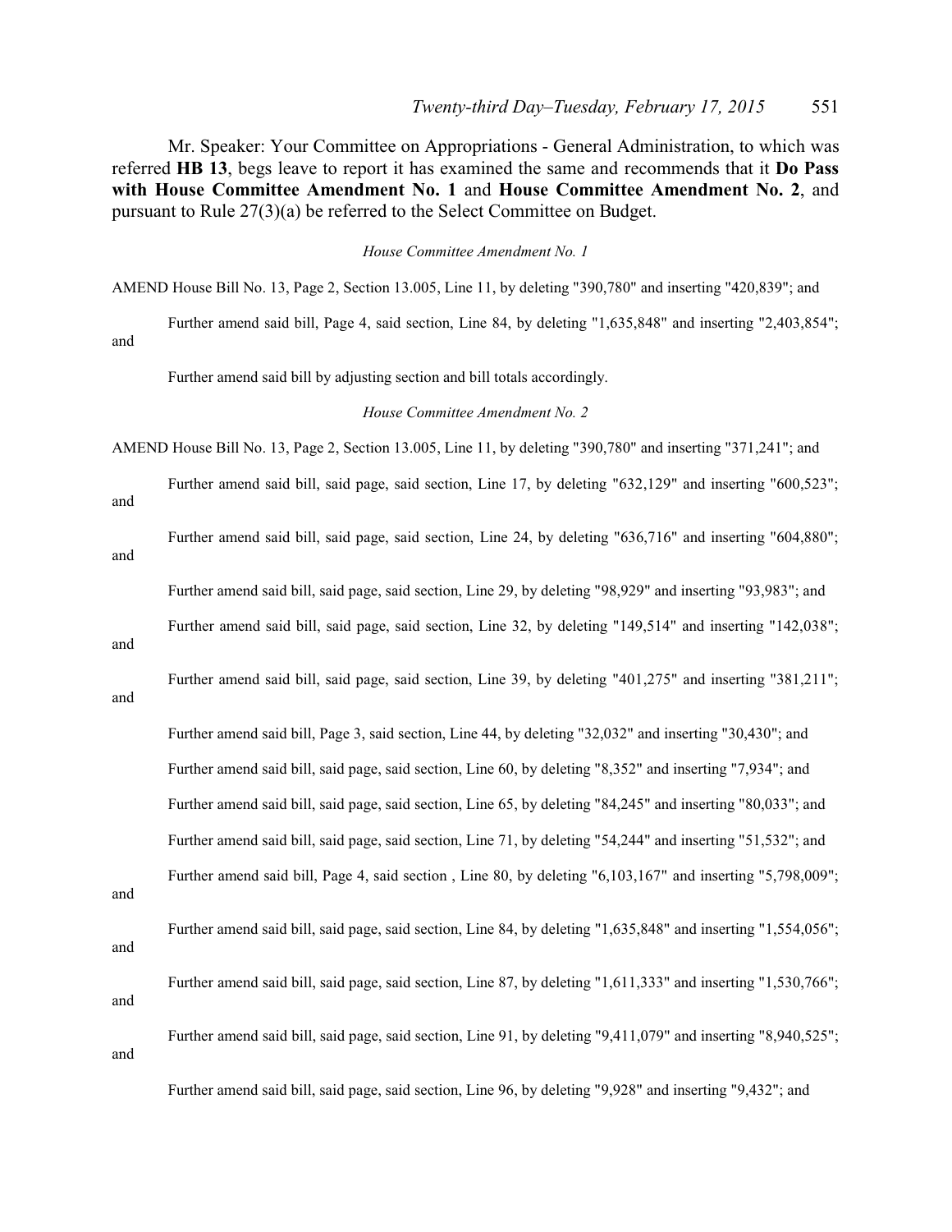Mr. Speaker: Your Committee on Appropriations - General Administration, to which was referred **HB 13**, begs leave to report it has examined the same and recommends that it **Do Pass with House Committee Amendment No. 1** and **House Committee Amendment No. 2**, and pursuant to Rule 27(3)(a) be referred to the Select Committee on Budget.

*House Committee Amendment No. 1*

AMEND House Bill No. 13, Page 2, Section 13.005, Line 11, by deleting "390,780" and inserting "420,839"; and

Further amend said bill, Page 4, said section, Line 84, by deleting "1,635,848" and inserting "2,403,854"; and

Further amend said bill by adjusting section and bill totals accordingly.

*House Committee Amendment No. 2*

AMEND House Bill No. 13, Page 2, Section 13.005, Line 11, by deleting "390,780" and inserting "371,241"; and

Further amend said bill, said page, said section, Line 17, by deleting "632,129" and inserting "600,523"; and

Further amend said bill, said page, said section, Line 24, by deleting "636,716" and inserting "604,880"; and

Further amend said bill, said page, said section, Line 29, by deleting "98,929" and inserting "93,983"; and

Further amend said bill, said page, said section, Line 32, by deleting "149,514" and inserting "142,038"; and

Further amend said bill, said page, said section, Line 39, by deleting "401,275" and inserting "381,211"; and

Further amend said bill, Page 3, said section, Line 44, by deleting "32,032" and inserting "30,430"; and

Further amend said bill, said page, said section, Line 60, by deleting "8,352" and inserting "7,934"; and

Further amend said bill, said page, said section, Line 65, by deleting "84,245" and inserting "80,033"; and

Further amend said bill, said page, said section, Line 71, by deleting "54,244" and inserting "51,532"; and

Further amend said bill, Page 4, said section , Line 80, by deleting "6,103,167" and inserting "5,798,009"; and

Further amend said bill, said page, said section, Line 84, by deleting "1,635,848" and inserting "1,554,056"; and

Further amend said bill, said page, said section, Line 87, by deleting "1,611,333" and inserting "1,530,766"; and

Further amend said bill, said page, said section, Line 91, by deleting "9,411,079" and inserting "8,940,525"; and

Further amend said bill, said page, said section, Line 96, by deleting "9,928" and inserting "9,432"; and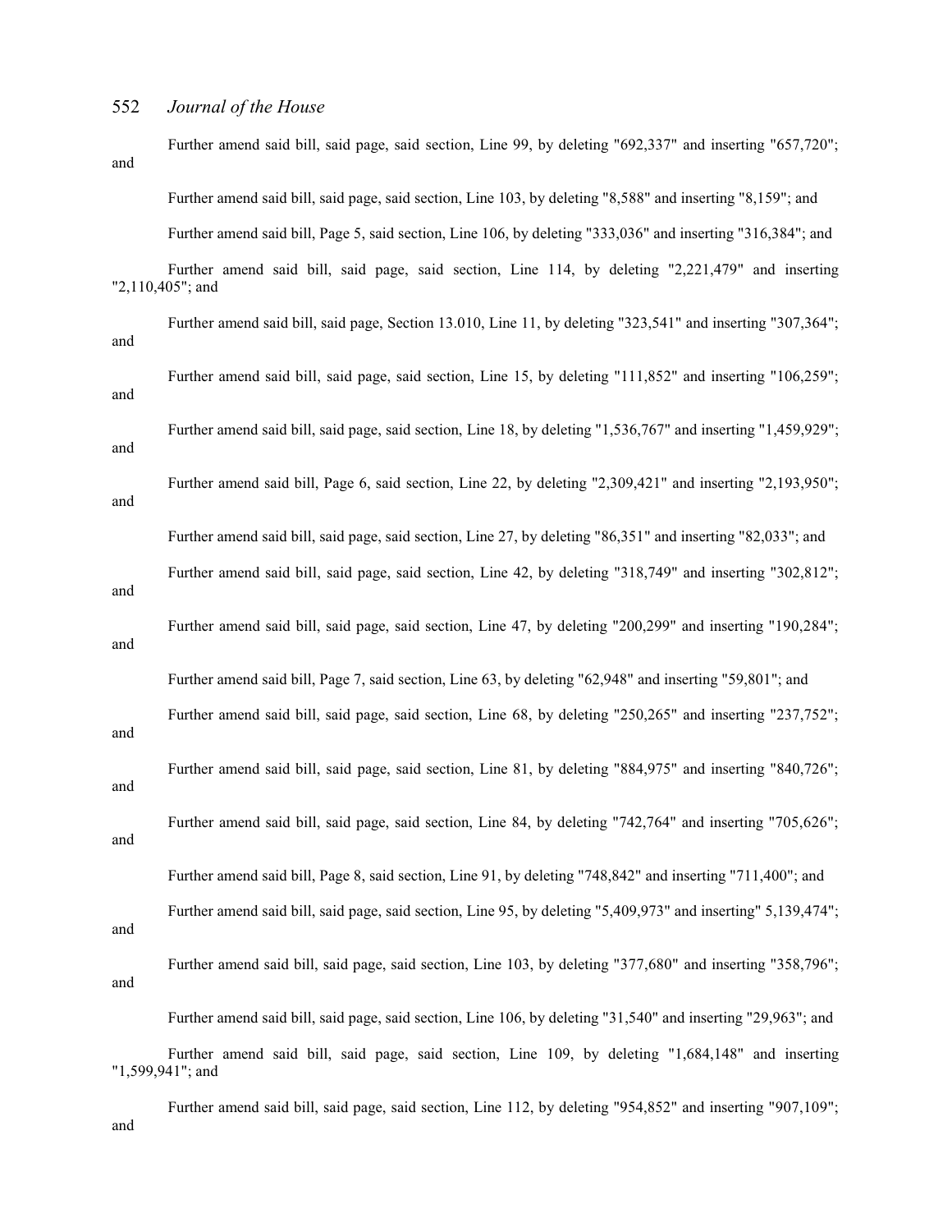Further amend said bill, said page, said section, Line 99, by deleting "692,337" and inserting "657,720"; and

Further amend said bill, said page, said section, Line 103, by deleting "8,588" and inserting "8,159"; and

Further amend said bill, Page 5, said section, Line 106, by deleting "333,036" and inserting "316,384"; and

Further amend said bill, said page, said section, Line 114, by deleting "2,221,479" and inserting "2,110,405"; and

Further amend said bill, said page, Section 13.010, Line 11, by deleting "323,541" and inserting "307,364"; and

Further amend said bill, said page, said section, Line 15, by deleting "111,852" and inserting "106,259"; and

Further amend said bill, said page, said section, Line 18, by deleting "1,536,767" and inserting "1,459,929"; and

Further amend said bill, Page 6, said section, Line 22, by deleting "2,309,421" and inserting "2,193,950"; and

Further amend said bill, said page, said section, Line 27, by deleting "86,351" and inserting "82,033"; and

Further amend said bill, said page, said section, Line 42, by deleting "318,749" and inserting "302,812"; and

Further amend said bill, said page, said section, Line 47, by deleting "200,299" and inserting "190,284"; and

Further amend said bill, Page 7, said section, Line 63, by deleting "62,948" and inserting "59,801"; and

Further amend said bill, said page, said section, Line 68, by deleting "250,265" and inserting "237,752"; and

Further amend said bill, said page, said section, Line 81, by deleting "884,975" and inserting "840,726"; and

Further amend said bill, said page, said section, Line 84, by deleting "742,764" and inserting "705,626"; and

Further amend said bill, Page 8, said section, Line 91, by deleting "748,842" and inserting "711,400"; and

Further amend said bill, said page, said section, Line 95, by deleting "5,409,973" and inserting" 5,139,474"; and

Further amend said bill, said page, said section, Line 103, by deleting "377,680" and inserting "358,796"; and

Further amend said bill, said page, said section, Line 106, by deleting "31,540" and inserting "29,963"; and

Further amend said bill, said page, said section, Line 109, by deleting "1,684,148" and inserting "1,599,941"; and

Further amend said bill, said page, said section, Line 112, by deleting "954,852" and inserting "907,109"; and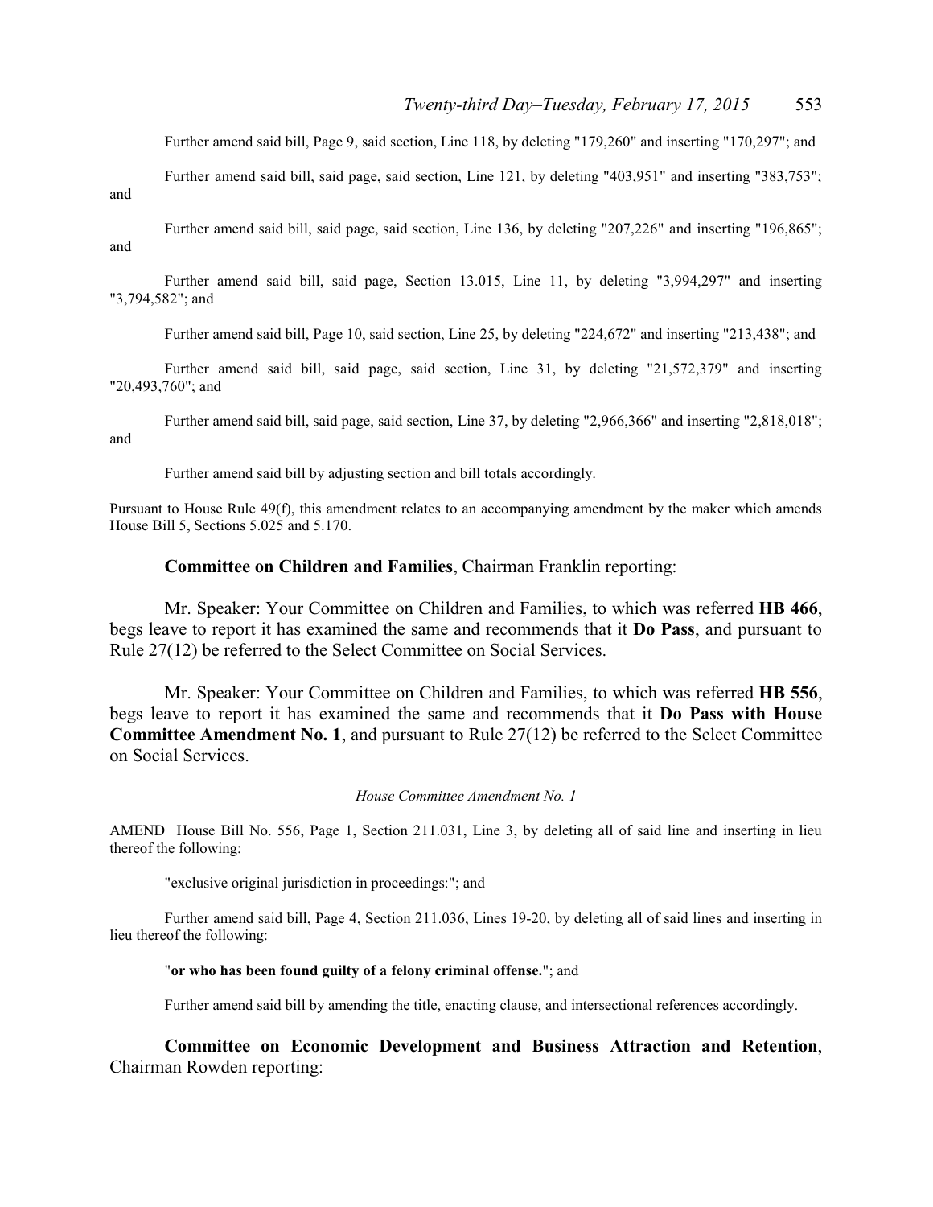Further amend said bill, Page 9, said section, Line 118, by deleting "179,260" and inserting "170,297"; and

Further amend said bill, said page, said section, Line 121, by deleting "403,951" and inserting "383,753"; and

Further amend said bill, said page, said section, Line 136, by deleting "207,226" and inserting "196,865"; and

Further amend said bill, said page, Section 13.015, Line 11, by deleting "3,994,297" and inserting "3,794,582"; and

Further amend said bill, Page 10, said section, Line 25, by deleting "224,672" and inserting "213,438"; and

Further amend said bill, said page, said section, Line 31, by deleting "21,572,379" and inserting "20,493,760"; and

Further amend said bill, said page, said section, Line 37, by deleting "2,966,366" and inserting "2,818,018"; and

Further amend said bill by adjusting section and bill totals accordingly.

Pursuant to House Rule 49(f), this amendment relates to an accompanying amendment by the maker which amends House Bill 5, Sections 5.025 and 5.170.

**Committee on Children and Families**, Chairman Franklin reporting:

Mr. Speaker: Your Committee on Children and Families, to which was referred **HB 466**, begs leave to report it has examined the same and recommends that it **Do Pass**, and pursuant to Rule 27(12) be referred to the Select Committee on Social Services.

Mr. Speaker: Your Committee on Children and Families, to which was referred **HB 556**, begs leave to report it has examined the same and recommends that it **Do Pass with House Committee Amendment No. 1**, and pursuant to Rule 27(12) be referred to the Select Committee on Social Services.

*House Committee Amendment No. 1*

AMEND House Bill No. 556, Page 1, Section 211.031, Line 3, by deleting all of said line and inserting in lieu thereof the following:

"exclusive original jurisdiction in proceedings:"; and

Further amend said bill, Page 4, Section 211.036, Lines 19-20, by deleting all of said lines and inserting in lieu thereof the following:

"**or who has been found guilty of a felony criminal offense.**"; and

Further amend said bill by amending the title, enacting clause, and intersectional references accordingly.

**Committee on Economic Development and Business Attraction and Retention**, Chairman Rowden reporting: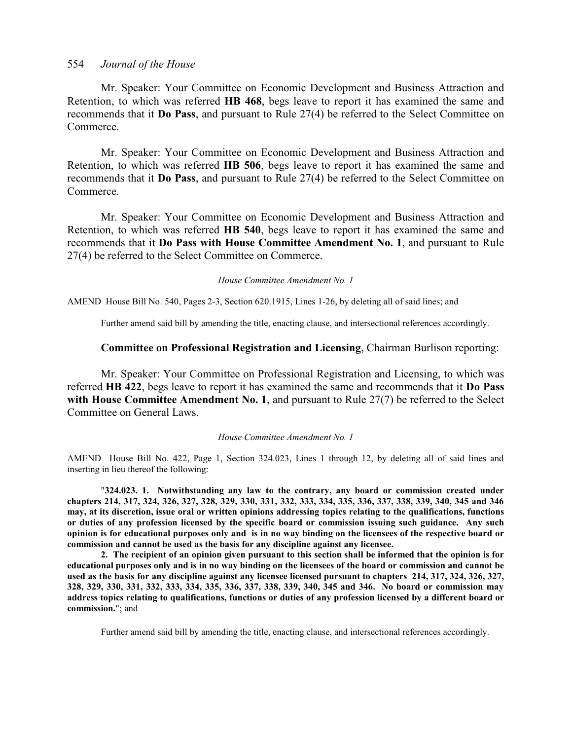Mr. Speaker: Your Committee on Economic Development and Business Attraction and Retention, to which was referred **HB 468**, begs leave to report it has examined the same and recommends that it **Do Pass**, and pursuant to Rule 27(4) be referred to the Select Committee on Commerce.

Mr. Speaker: Your Committee on Economic Development and Business Attraction and Retention, to which was referred **HB 506**, begs leave to report it has examined the same and recommends that it **Do Pass**, and pursuant to Rule 27(4) be referred to the Select Committee on Commerce.

Mr. Speaker: Your Committee on Economic Development and Business Attraction and Retention, to which was referred **HB 540**, begs leave to report it has examined the same and recommends that it **Do Pass with House Committee Amendment No. 1**, and pursuant to Rule 27(4) be referred to the Select Committee on Commerce.

*House Committee Amendment No. 1*

AMEND House Bill No. 540, Pages 2-3, Section 620.1915, Lines 1-26, by deleting all of said lines; and

Further amend said bill by amending the title, enacting clause, and intersectional references accordingly.

**Committee on Professional Registration and Licensing**, Chairman Burlison reporting:

Mr. Speaker: Your Committee on Professional Registration and Licensing, to which was referred **HB 422**, begs leave to report it has examined the same and recommends that it **Do Pass with House Committee Amendment No. 1**, and pursuant to Rule 27(7) be referred to the Select Committee on General Laws.

*House Committee Amendment No. 1*

AMEND House Bill No. 422, Page 1, Section 324.023, Lines 1 through 12, by deleting all of said lines and inserting in lieu thereof the following:

"**324.023. 1. Notwithstanding any law to the contrary, any board or commission created under chapters 214, 317, 324, 326, 327, 328, 329, 330, 331, 332, 333, 334, 335, 336, 337, 338, 339, 340, 345 and 346 may, at its discretion, issue oral or written opinions addressing topics relating to the qualifications, functions or duties of any profession licensed by the specific board or commission issuing such guidance. Any such opinion is for educational purposes only and is in no way binding on the licensees of the respective board or commission and cannot be used as the basis for any discipline against any licensee.**

**2. The recipient of an opinion given pursuant to this section shall be informed that the opinion is for educational purposes only and is in no way binding on the licensees of the board or commission and cannot be used as the basis for any discipline against any licensee licensed pursuant to chapters 214, 317, 324, 326, 327, 328, 329, 330, 331, 332, 333, 334, 335, 336, 337, 338, 339, 340, 345 and 346. No board or commission may address topics relating to qualifications, functions or duties of any profession licensed by a different board or commission.**"; and

Further amend said bill by amending the title, enacting clause, and intersectional references accordingly.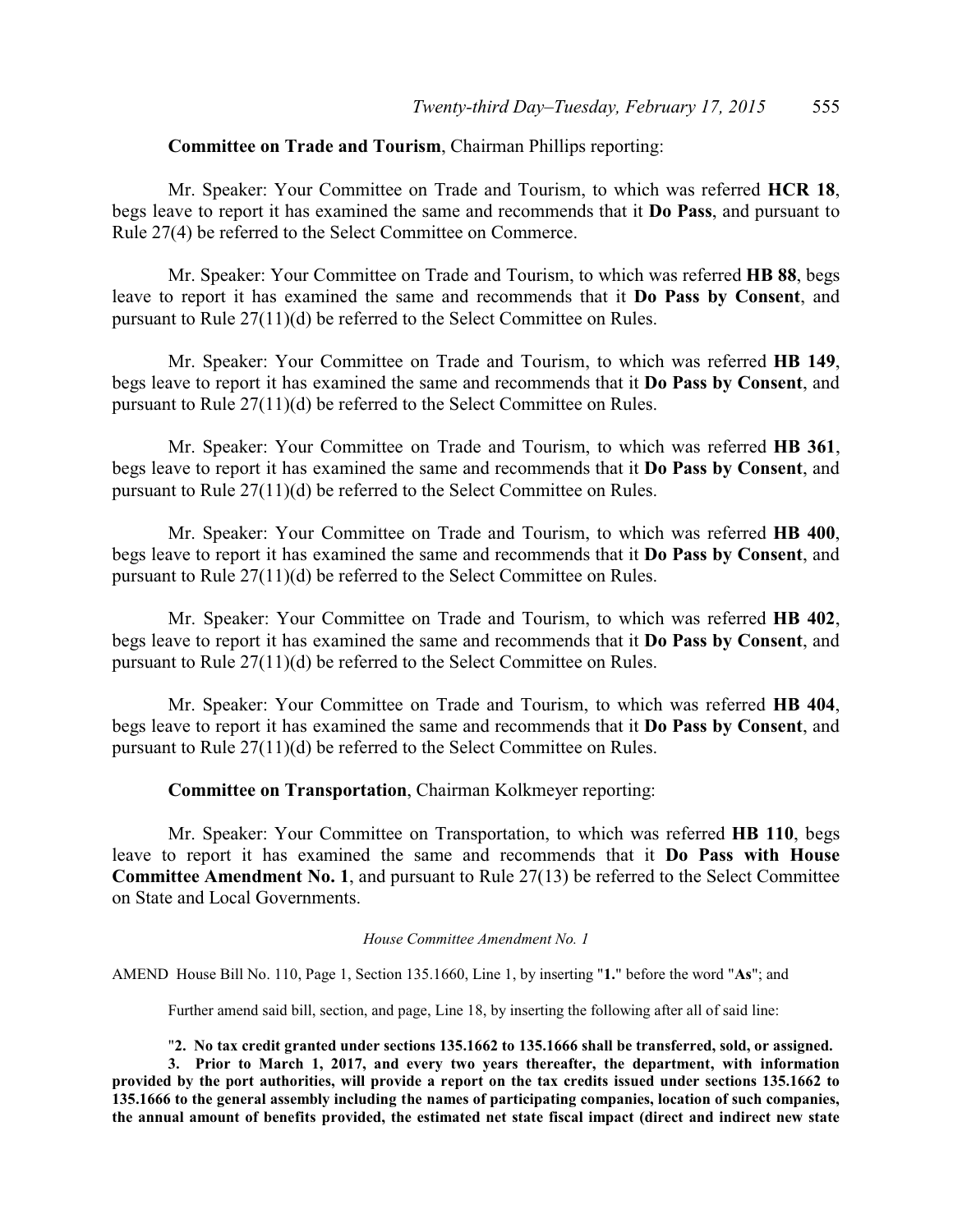**Committee on Trade and Tourism**, Chairman Phillips reporting:

Mr. Speaker: Your Committee on Trade and Tourism, to which was referred **HCR 18**, begs leave to report it has examined the same and recommends that it **Do Pass**, and pursuant to Rule 27(4) be referred to the Select Committee on Commerce.

Mr. Speaker: Your Committee on Trade and Tourism, to which was referred **HB 88**, begs leave to report it has examined the same and recommends that it **Do Pass by Consent**, and pursuant to Rule 27(11)(d) be referred to the Select Committee on Rules.

Mr. Speaker: Your Committee on Trade and Tourism, to which was referred **HB 149**, begs leave to report it has examined the same and recommends that it **Do Pass by Consent**, and pursuant to Rule 27(11)(d) be referred to the Select Committee on Rules.

Mr. Speaker: Your Committee on Trade and Tourism, to which was referred **HB 361**, begs leave to report it has examined the same and recommends that it **Do Pass by Consent**, and pursuant to Rule 27(11)(d) be referred to the Select Committee on Rules.

Mr. Speaker: Your Committee on Trade and Tourism, to which was referred **HB 400**, begs leave to report it has examined the same and recommends that it **Do Pass by Consent**, and pursuant to Rule 27(11)(d) be referred to the Select Committee on Rules.

Mr. Speaker: Your Committee on Trade and Tourism, to which was referred **HB 402**, begs leave to report it has examined the same and recommends that it **Do Pass by Consent**, and pursuant to Rule 27(11)(d) be referred to the Select Committee on Rules.

Mr. Speaker: Your Committee on Trade and Tourism, to which was referred **HB 404**, begs leave to report it has examined the same and recommends that it **Do Pass by Consent**, and pursuant to Rule 27(11)(d) be referred to the Select Committee on Rules.

**Committee on Transportation**, Chairman Kolkmeyer reporting:

Mr. Speaker: Your Committee on Transportation, to which was referred **HB 110**, begs leave to report it has examined the same and recommends that it **Do Pass with House Committee Amendment No. 1**, and pursuant to Rule 27(13) be referred to the Select Committee on State and Local Governments.

*House Committee Amendment No. 1*

AMEND House Bill No. 110, Page 1, Section 135.1660, Line 1, by inserting "**1.**" before the word "**As**"; and

Further amend said bill, section, and page, Line 18, by inserting the following after all of said line:

"**2. No tax credit granted under sections 135.1662 to 135.1666 shall be transferred, sold, or assigned.**

**3. Prior to March 1, 2017, and every two years thereafter, the department, with information provided by the port authorities, will provide a report on the tax credits issued under sections 135.1662 to 135.1666 to the general assembly including the names of participating companies, location of such companies, the annual amount of benefits provided, the estimated net state fiscal impact (direct and indirect new state**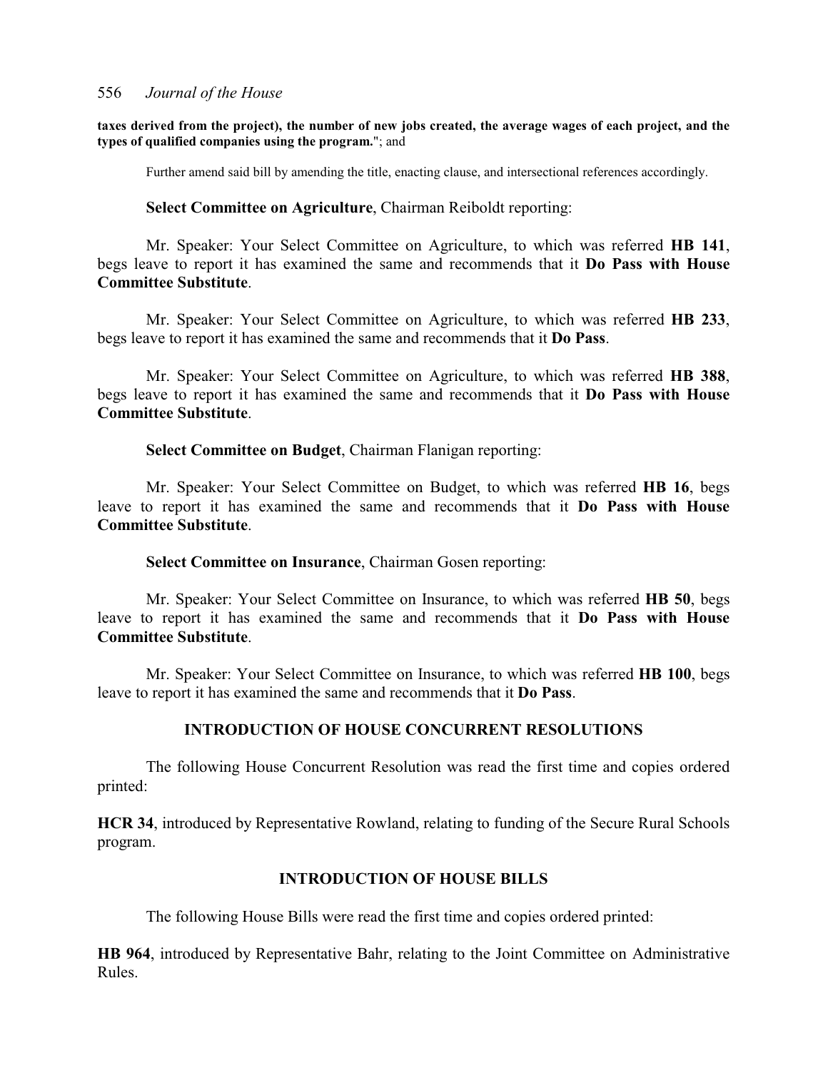**taxes derived from the project), the number of new jobs created, the average wages of each project, and the types of qualified companies using the program.**"; and

Further amend said bill by amending the title, enacting clause, and intersectional references accordingly.

**Select Committee on Agriculture**, Chairman Reiboldt reporting:

Mr. Speaker: Your Select Committee on Agriculture, to which was referred **HB 141**, begs leave to report it has examined the same and recommends that it **Do Pass with House Committee Substitute**.

Mr. Speaker: Your Select Committee on Agriculture, to which was referred **HB 233**, begs leave to report it has examined the same and recommends that it **Do Pass**.

Mr. Speaker: Your Select Committee on Agriculture, to which was referred **HB 388**, begs leave to report it has examined the same and recommends that it **Do Pass with House Committee Substitute**.

**Select Committee on Budget**, Chairman Flanigan reporting:

Mr. Speaker: Your Select Committee on Budget, to which was referred **HB 16**, begs leave to report it has examined the same and recommends that it **Do Pass with House Committee Substitute**.

**Select Committee on Insurance**, Chairman Gosen reporting:

Mr. Speaker: Your Select Committee on Insurance, to which was referred **HB 50**, begs leave to report it has examined the same and recommends that it **Do Pass with House Committee Substitute**.

Mr. Speaker: Your Select Committee on Insurance, to which was referred **HB 100**, begs leave to report it has examined the same and recommends that it **Do Pass**.

## INTRODUCTION OF HOUSE CONCURRENT RESOLUTIONS

The following House Concurrent Resolution was read the first time and copies ordered printed:

**HCR 34**, introduced by Representative Rowland, relating to funding of the Secure Rural Schools program.

## INTRODUCTION OF HOUSE BILLS

The following House Bills were read the first time and copies ordered printed:

**HB 964**, introduced by Representative Bahr, relating to the Joint Committee on Administrative Rules.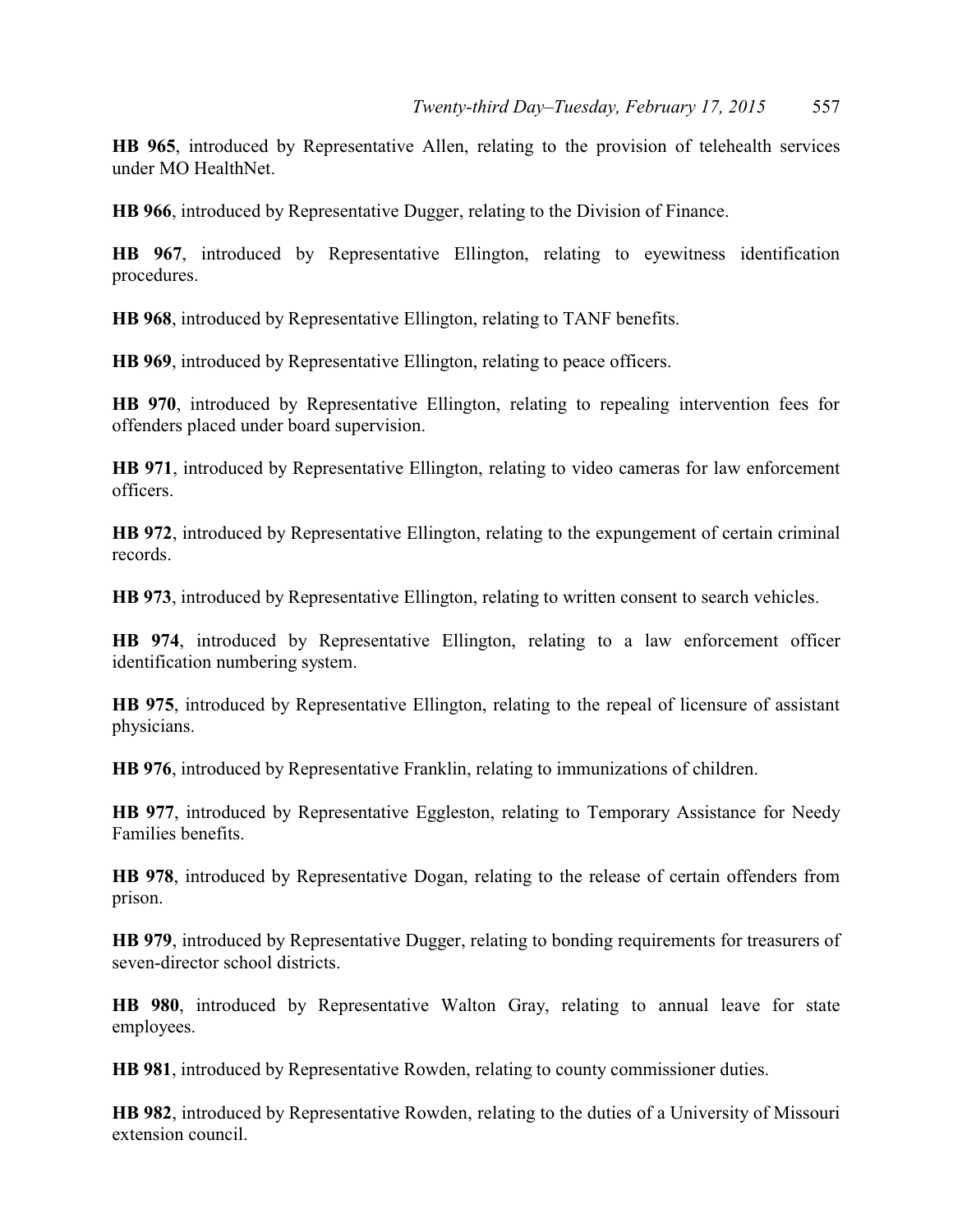**HB 965**, introduced by Representative Allen, relating to the provision of telehealth services under MO HealthNet.

**HB 966**, introduced by Representative Dugger, relating to the Division of Finance.

**HB 967**, introduced by Representative Ellington, relating to eyewitness identification procedures.

**HB 968**, introduced by Representative Ellington, relating to TANF benefits.

**HB 969**, introduced by Representative Ellington, relating to peace officers.

**HB 970**, introduced by Representative Ellington, relating to repealing intervention fees for offenders placed under board supervision.

**HB 971**, introduced by Representative Ellington, relating to video cameras for law enforcement officers.

**HB 972**, introduced by Representative Ellington, relating to the expungement of certain criminal records.

**HB 973**, introduced by Representative Ellington, relating to written consent to search vehicles.

**HB 974**, introduced by Representative Ellington, relating to a law enforcement officer identification numbering system.

**HB 975**, introduced by Representative Ellington, relating to the repeal of licensure of assistant physicians.

**HB 976**, introduced by Representative Franklin, relating to immunizations of children.

**HB 977**, introduced by Representative Eggleston, relating to Temporary Assistance for Needy Families benefits.

**HB 978**, introduced by Representative Dogan, relating to the release of certain offenders from prison.

**HB 979**, introduced by Representative Dugger, relating to bonding requirements for treasurers of seven-director school districts.

**HB 980**, introduced by Representative Walton Gray, relating to annual leave for state employees.

**HB 981**, introduced by Representative Rowden, relating to county commissioner duties.

**HB 982**, introduced by Representative Rowden, relating to the duties of a University of Missouri extension council.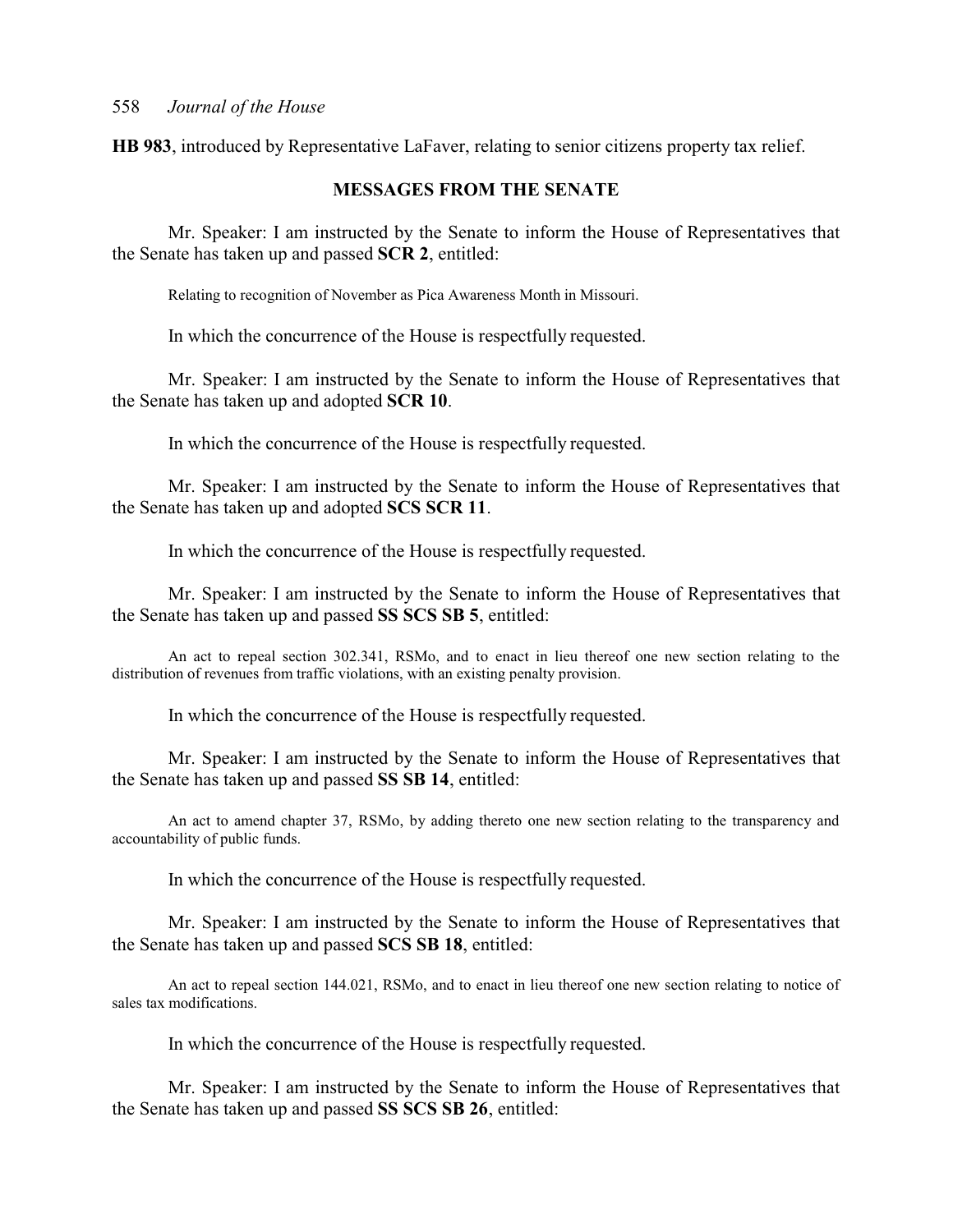**HB 983**, introduced by Representative LaFaver, relating to senior citizens property tax relief.

## MESSAGES FROM THE SENATE

Mr. Speaker: I am instructed by the Senate to inform the House of Representatives that the Senate has taken up and passed **SCR 2**, entitled:

Relating to recognition of November as Pica Awareness Month in Missouri.

In which the concurrence of the House is respectfully requested.

Mr. Speaker: I am instructed by the Senate to inform the House of Representatives that the Senate has taken up and adopted **SCR 10**.

In which the concurrence of the House is respectfully requested.

Mr. Speaker: I am instructed by the Senate to inform the House of Representatives that the Senate has taken up and adopted **SCS SCR 11**.

In which the concurrence of the House is respectfully requested.

Mr. Speaker: I am instructed by the Senate to inform the House of Representatives that the Senate has taken up and passed **SS SCS SB 5**, entitled:

An act to repeal section 302.341, RSMo, and to enact in lieu thereof one new section relating to the distribution of revenues from traffic violations, with an existing penalty provision.

In which the concurrence of the House is respectfully requested.

Mr. Speaker: I am instructed by the Senate to inform the House of Representatives that the Senate has taken up and passed **SS SB 14**, entitled:

An act to amend chapter 37, RSMo, by adding thereto one new section relating to the transparency and accountability of public funds.

In which the concurrence of the House is respectfully requested.

Mr. Speaker: I am instructed by the Senate to inform the House of Representatives that the Senate has taken up and passed **SCS SB 18**, entitled:

An act to repeal section 144.021, RSMo, and to enact in lieu thereof one new section relating to notice of sales tax modifications.

In which the concurrence of the House is respectfully requested.

Mr. Speaker: I am instructed by the Senate to inform the House of Representatives that the Senate has taken up and passed **SS SCS SB 26**, entitled: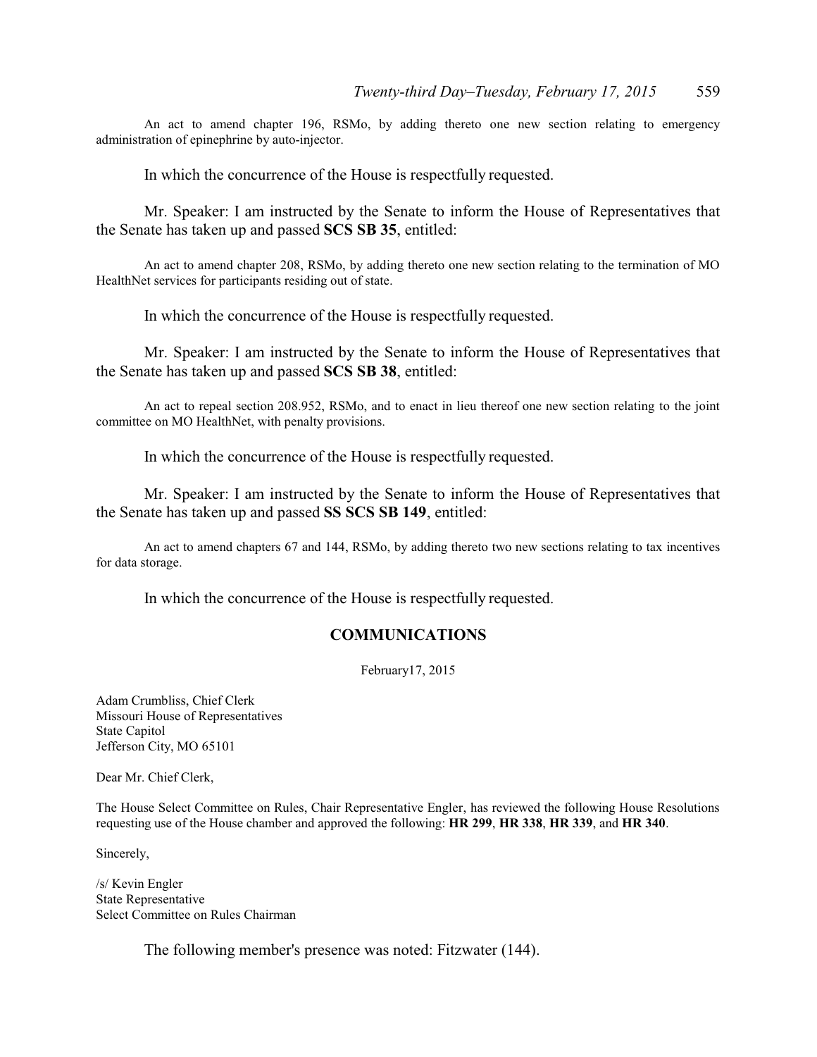An act to amend chapter 196, RSMo, by adding thereto one new section relating to emergency administration of epinephrine by auto-injector.

In which the concurrence of the House is respectfully requested.

Mr. Speaker: I am instructed by the Senate to inform the House of Representatives that the Senate has taken up and passed **SCS SB 35**, entitled:

An act to amend chapter 208, RSMo, by adding thereto one new section relating to the termination of MO HealthNet services for participants residing out of state.

In which the concurrence of the House is respectfully requested.

Mr. Speaker: I am instructed by the Senate to inform the House of Representatives that the Senate has taken up and passed **SCS SB 38**, entitled:

An act to repeal section 208.952, RSMo, and to enact in lieu thereof one new section relating to the joint committee on MO HealthNet, with penalty provisions.

In which the concurrence of the House is respectfully requested.

Mr. Speaker: I am instructed by the Senate to inform the House of Representatives that the Senate has taken up and passed **SS SCS SB 149**, entitled:

An act to amend chapters 67 and 144, RSMo, by adding thereto two new sections relating to tax incentives for data storage.

In which the concurrence of the House is respectfully requested.

## COMMUNICATIONS

February17, 2015

Adam Crumbliss, Chief Clerk
Missouri House of Representatives
State Capitol
Jefferson City, MO 65101

Dear Mr. Chief Clerk,

The House Select Committee on Rules, Chair Representative Engler, has reviewed the following House Resolutions requesting use of the House chamber and approved the following: **HR 299**, **HR 338**, **HR 339**, and **HR 340**.

Sincerely,

/s/ Kevin Engler
State Representative
Select Committee on Rules Chairman

The following member's presence was noted: Fitzwater (144).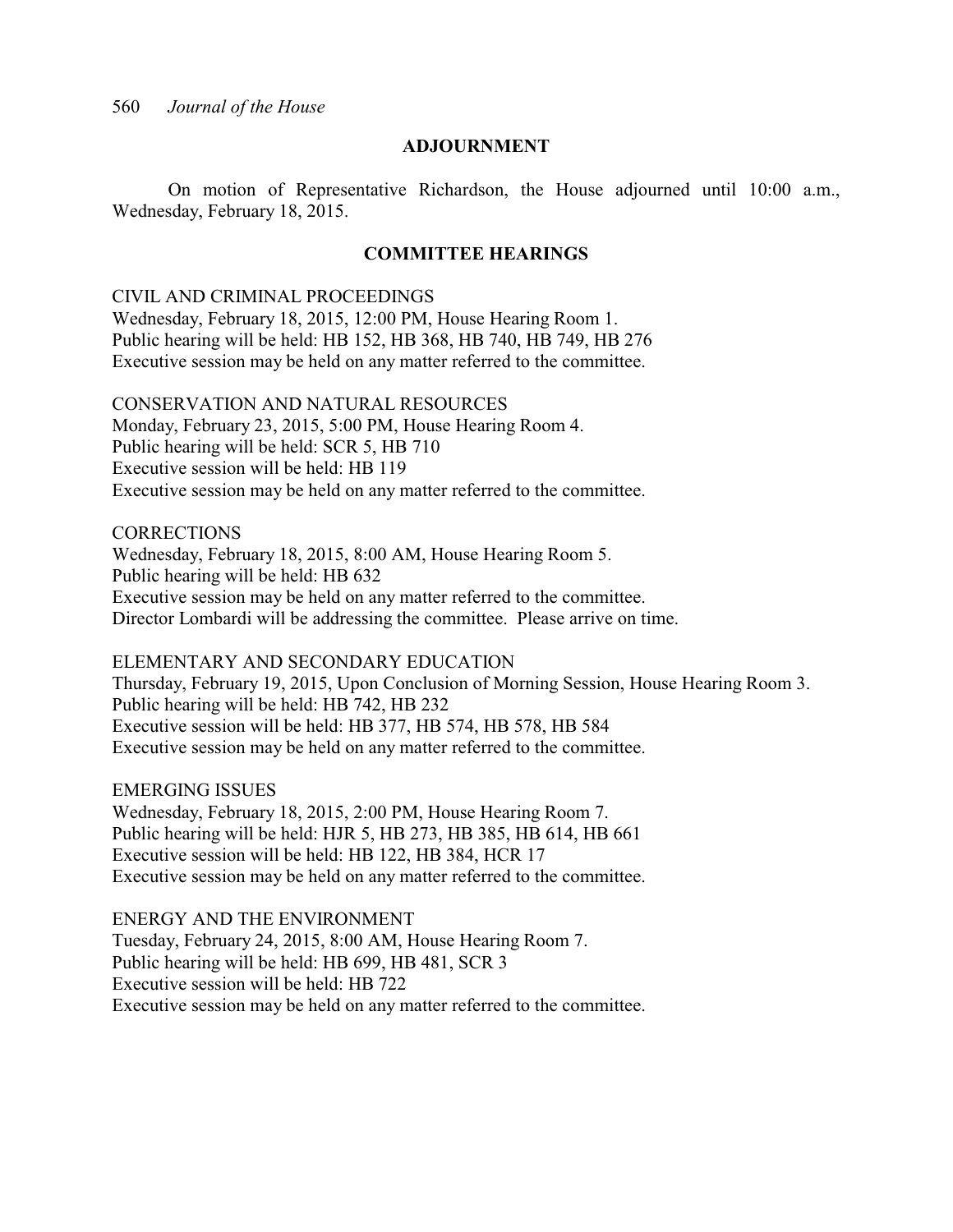## ADJOURNMENT

On motion of Representative Richardson, the House adjourned until 10:00 a.m., Wednesday, February 18, 2015.

## COMMITTEE HEARINGS

CIVIL AND CRIMINAL PROCEEDINGS
Wednesday, February 18, 2015, 12:00 PM, House Hearing Room 1.
Public hearing will be held: HB 152, HB 368, HB 740, HB 749, HB 276
Executive session may be held on any matter referred to the committee.

CONSERVATION AND NATURAL RESOURCES
Monday, February 23, 2015, 5:00 PM, House Hearing Room 4.
Public hearing will be held: SCR 5, HB 710
Executive session will be held: HB 119
Executive session may be held on any matter referred to the committee.

CORRECTIONS
Wednesday, February 18, 2015, 8:00 AM, House Hearing Room 5.
Public hearing will be held: HB 632
Executive session may be held on any matter referred to the committee.
Director Lombardi will be addressing the committee. Please arrive on time.

ELEMENTARY AND SECONDARY EDUCATION
Thursday, February 19, 2015, Upon Conclusion of Morning Session, House Hearing Room 3.
Public hearing will be held: HB 742, HB 232
Executive session will be held: HB 377, HB 574, HB 578, HB 584
Executive session may be held on any matter referred to the committee.

EMERGING ISSUES
Wednesday, February 18, 2015, 2:00 PM, House Hearing Room 7.
Public hearing will be held: HJR 5, HB 273, HB 385, HB 614, HB 661
Executive session will be held: HB 122, HB 384, HCR 17
Executive session may be held on any matter referred to the committee.

ENERGY AND THE ENVIRONMENT
Tuesday, February 24, 2015, 8:00 AM, House Hearing Room 7.
Public hearing will be held: HB 699, HB 481, SCR 3
Executive session will be held: HB 722
Executive session may be held on any matter referred to the committee.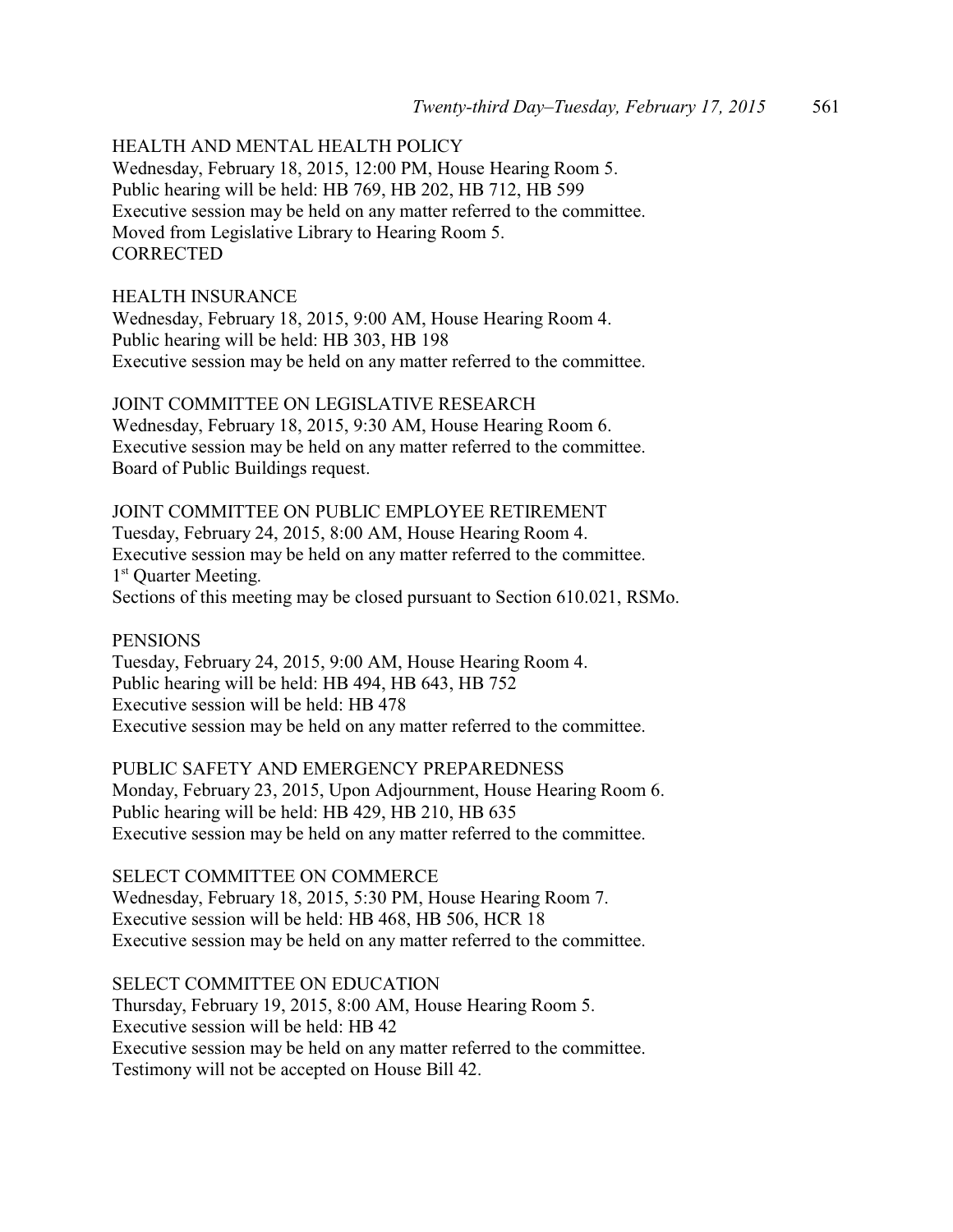HEALTH AND MENTAL HEALTH POLICY
Wednesday, February 18, 2015, 12:00 PM, House Hearing Room 5.
Public hearing will be held: HB 769, HB 202, HB 712, HB 599
Executive session may be held on any matter referred to the committee.
Moved from Legislative Library to Hearing Room 5.
CORRECTED

HEALTH INSURANCE
Wednesday, February 18, 2015, 9:00 AM, House Hearing Room 4.
Public hearing will be held: HB 303, HB 198
Executive session may be held on any matter referred to the committee.

JOINT COMMITTEE ON LEGISLATIVE RESEARCH
Wednesday, February 18, 2015, 9:30 AM, House Hearing Room 6.
Executive session may be held on any matter referred to the committee.
Board of Public Buildings request.

JOINT COMMITTEE ON PUBLIC EMPLOYEE RETIREMENT
Tuesday, February 24, 2015, 8:00 AM, House Hearing Room 4.
Executive session may be held on any matter referred to the committee.
1st Quarter Meeting.
Sections of this meeting may be closed pursuant to Section 610.021, RSMo.

PENSIONS
Tuesday, February 24, 2015, 9:00 AM, House Hearing Room 4.
Public hearing will be held: HB 494, HB 643, HB 752
Executive session will be held: HB 478
Executive session may be held on any matter referred to the committee.

PUBLIC SAFETY AND EMERGENCY PREPAREDNESS
Monday, February 23, 2015, Upon Adjournment, House Hearing Room 6.
Public hearing will be held: HB 429, HB 210, HB 635
Executive session may be held on any matter referred to the committee.

SELECT COMMITTEE ON COMMERCE
Wednesday, February 18, 2015, 5:30 PM, House Hearing Room 7.
Executive session will be held: HB 468, HB 506, HCR 18
Executive session may be held on any matter referred to the committee.

SELECT COMMITTEE ON EDUCATION
Thursday, February 19, 2015, 8:00 AM, House Hearing Room 5.
Executive session will be held: HB 42
Executive session may be held on any matter referred to the committee.
Testimony will not be accepted on House Bill 42.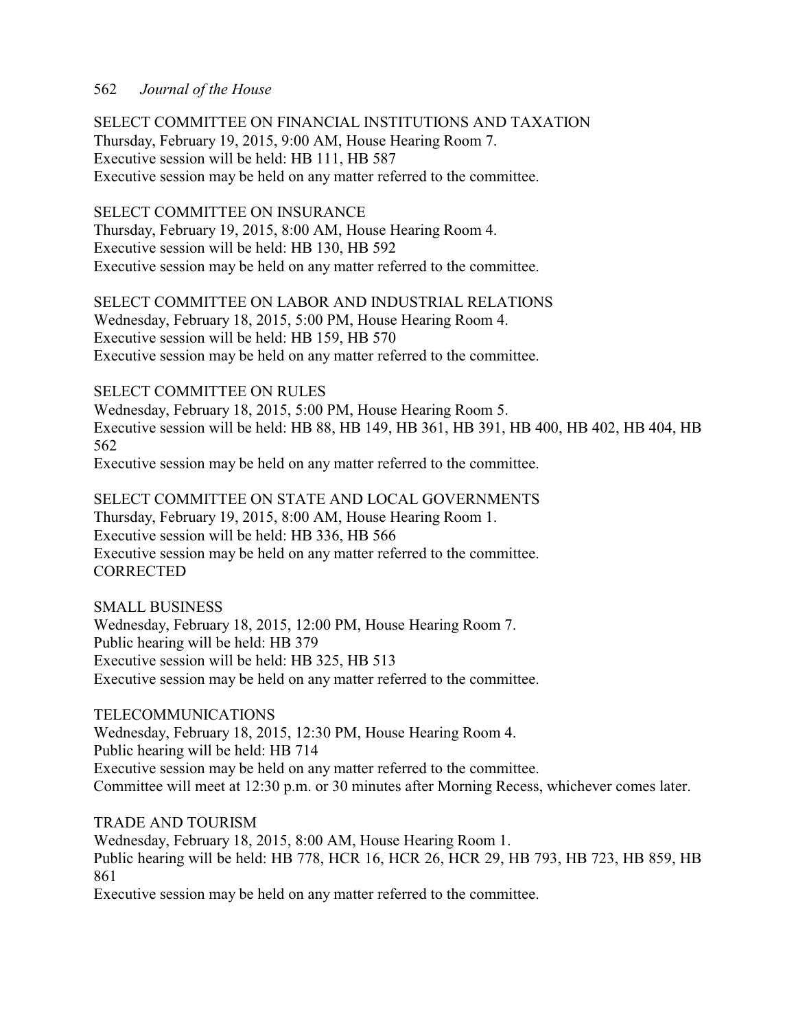SELECT COMMITTEE ON FINANCIAL INSTITUTIONS AND TAXATION
Thursday, February 19, 2015, 9:00 AM, House Hearing Room 7.
Executive session will be held: HB 111, HB 587
Executive session may be held on any matter referred to the committee.

SELECT COMMITTEE ON INSURANCE
Thursday, February 19, 2015, 8:00 AM, House Hearing Room 4.
Executive session will be held: HB 130, HB 592
Executive session may be held on any matter referred to the committee.

SELECT COMMITTEE ON LABOR AND INDUSTRIAL RELATIONS
Wednesday, February 18, 2015, 5:00 PM, House Hearing Room 4.
Executive session will be held: HB 159, HB 570
Executive session may be held on any matter referred to the committee.

SELECT COMMITTEE ON RULES
Wednesday, February 18, 2015, 5:00 PM, House Hearing Room 5.
Executive session will be held: HB 88, HB 149, HB 361, HB 391, HB 400, HB 402, HB 404, HB 562
Executive session may be held on any matter referred to the committee.

SELECT COMMITTEE ON STATE AND LOCAL GOVERNMENTS
Thursday, February 19, 2015, 8:00 AM, House Hearing Room 1.
Executive session will be held: HB 336, HB 566
Executive session may be held on any matter referred to the committee.
CORRECTED

SMALL BUSINESS
Wednesday, February 18, 2015, 12:00 PM, House Hearing Room 7.
Public hearing will be held: HB 379
Executive session will be held: HB 325, HB 513
Executive session may be held on any matter referred to the committee.

TELECOMMUNICATIONS
Wednesday, February 18, 2015, 12:30 PM, House Hearing Room 4.
Public hearing will be held: HB 714
Executive session may be held on any matter referred to the committee.
Committee will meet at 12:30 p.m. or 30 minutes after Morning Recess, whichever comes later.

TRADE AND TOURISM
Wednesday, February 18, 2015, 8:00 AM, House Hearing Room 1.
Public hearing will be held: HB 778, HCR 16, HCR 26, HCR 29, HB 793, HB 723, HB 859, HB 861
Executive session may be held on any matter referred to the committee.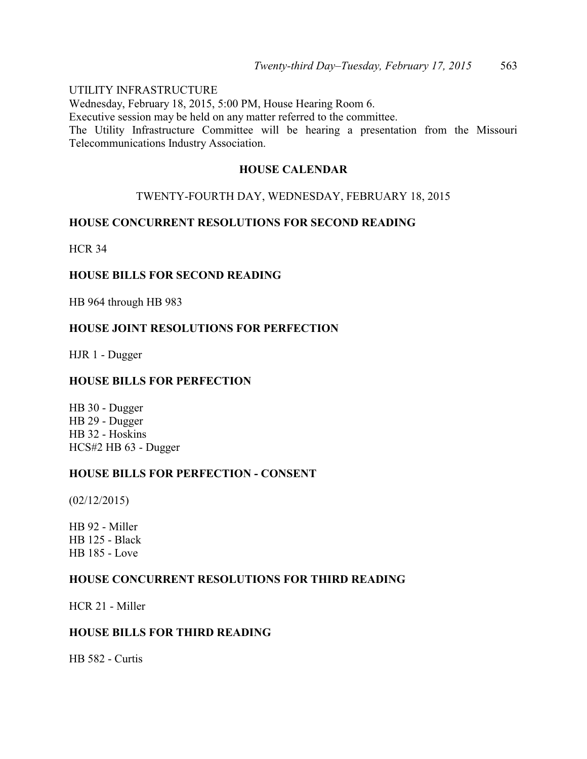UTILITY INFRASTRUCTURE
Wednesday, February 18, 2015, 5:00 PM, House Hearing Room 6.
Executive session may be held on any matter referred to the committee.
The Utility Infrastructure Committee will be hearing a presentation from the Missouri Telecommunications Industry Association.

## HOUSE CALENDAR

TWENTY-FOURTH DAY, WEDNESDAY, FEBRUARY 18, 2015

### HOUSE CONCURRENT RESOLUTIONS FOR SECOND READING

HCR 34

### HOUSE BILLS FOR SECOND READING

HB 964 through HB 983

### HOUSE JOINT RESOLUTIONS FOR PERFECTION

HJR 1 - Dugger

### HOUSE BILLS FOR PERFECTION

HB 30 - Dugger
HB 29 - Dugger
HB 32 - Hoskins
HCS#2 HB 63 - Dugger

### HOUSE BILLS FOR PERFECTION - CONSENT

(02/12/2015)

HB 92 - Miller
HB 125 - Black
HB 185 - Love

### HOUSE CONCURRENT RESOLUTIONS FOR THIRD READING

HCR 21 - Miller

### HOUSE BILLS FOR THIRD READING

HB 582 - Curtis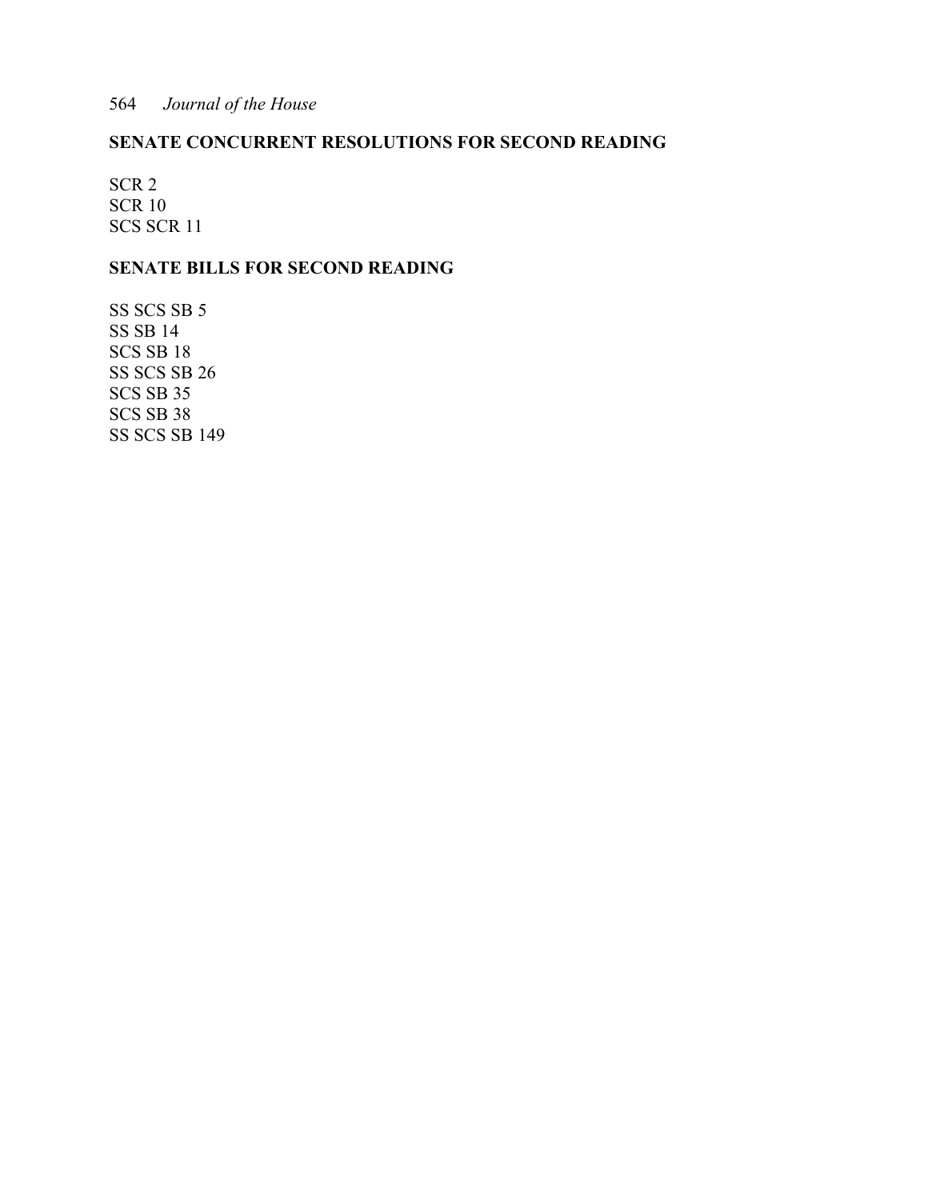## SENATE CONCURRENT RESOLUTIONS FOR SECOND READING

SCR 2
SCR 10
SCS SCR 11

## SENATE BILLS FOR SECOND READING

SS SCS SB 5
SS SB 14
SCS SB 18
SS SCS SB 26
SCS SB 35
SCS SB 38
SS SCS SB 149